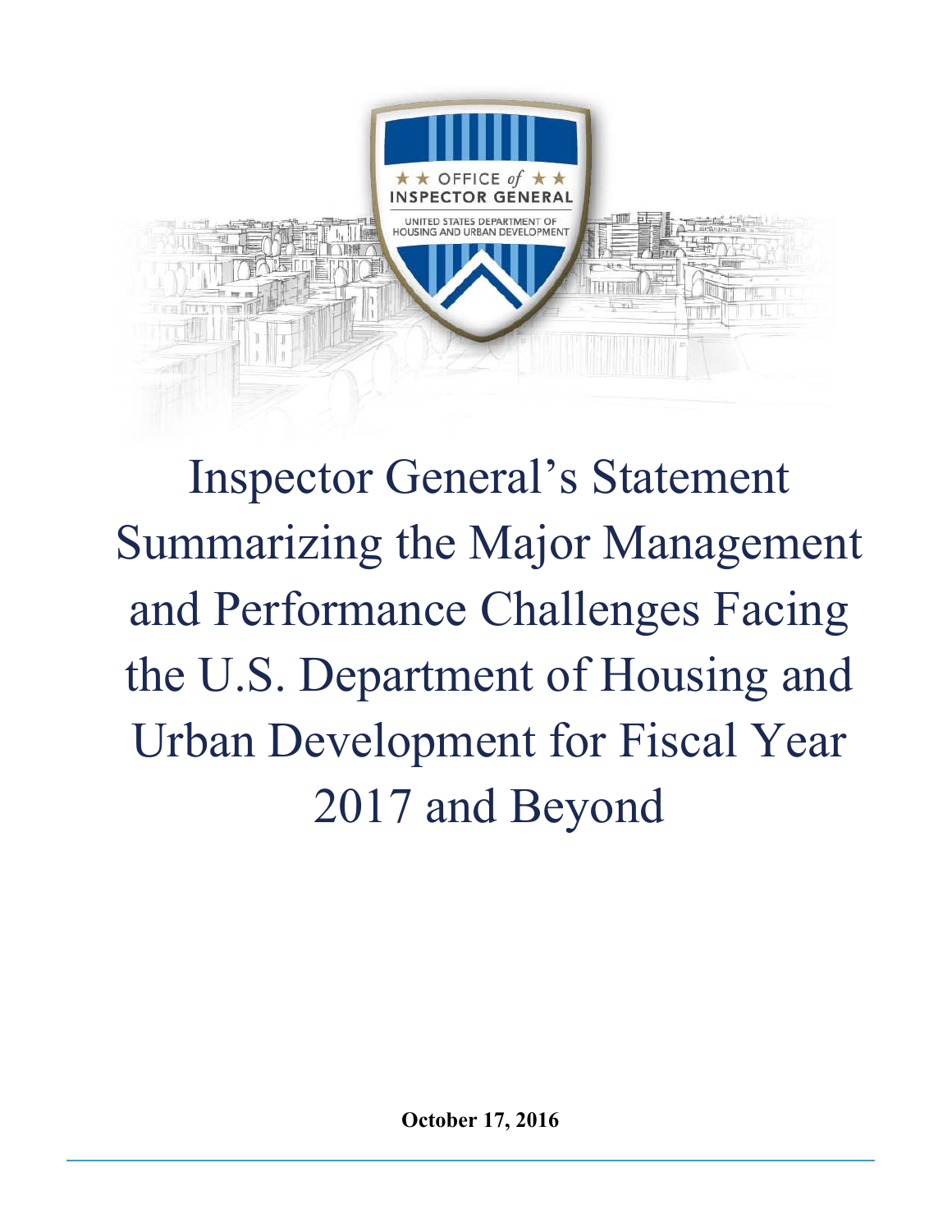★★ OFFICE of ★★
INSPECTOR GENERAL
UNITED STATES DEPARTMENT OF HOUSING AND URBAN DEVELOPMENT

# Inspector General's Statement Summarizing the Major Management and Performance Challenges Facing the U.S. Department of Housing and Urban Development for Fiscal Year 2017 and Beyond

**October 17, 2016**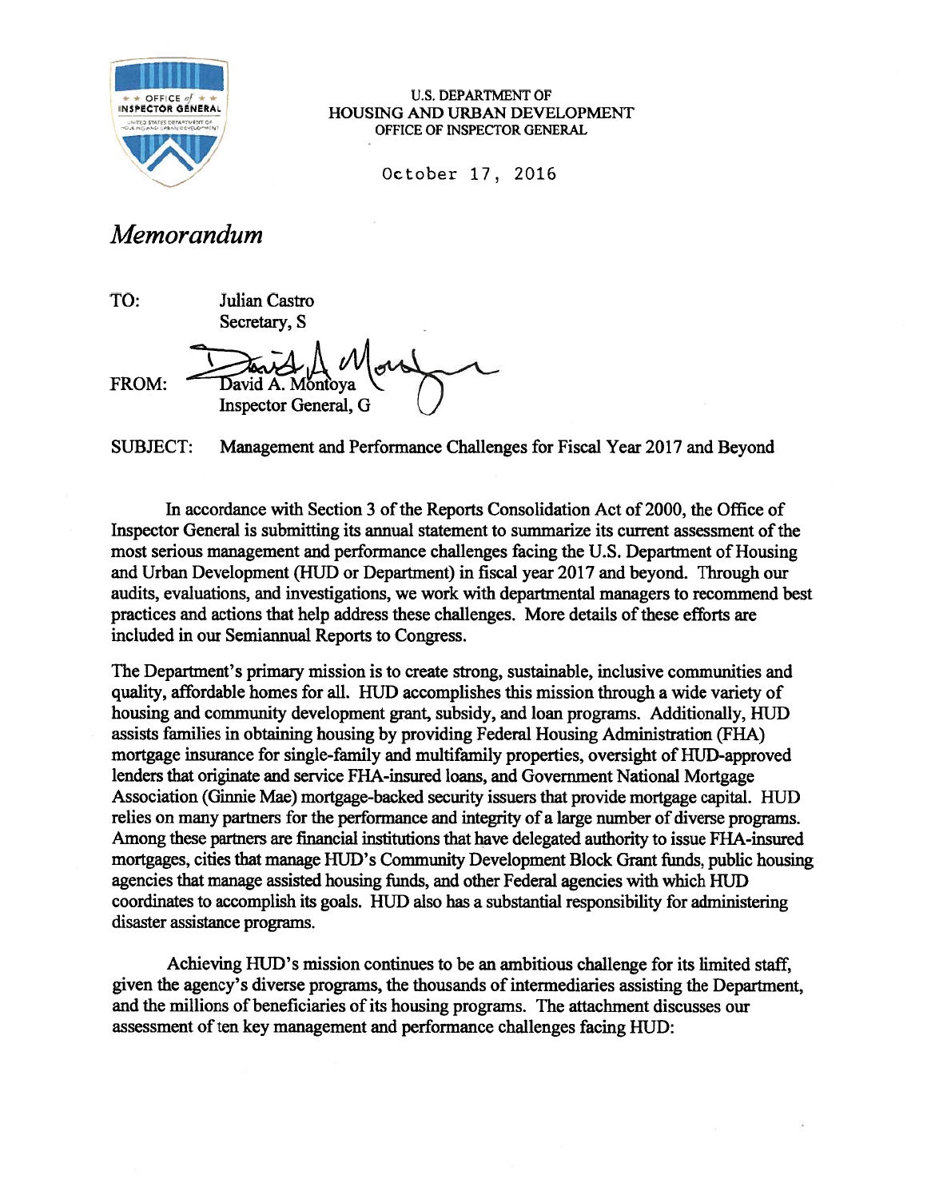U.S. DEPARTMENT OF
HOUSING AND URBAN DEVELOPMENT
OFFICE OF INSPECTOR GENERAL

October 17, 2016

# *Memorandum*

TO: Julian Castro
Secretary, S

FROM: David A. Montoya
Inspector General, G

SUBJECT: Management and Performance Challenges for Fiscal Year 2017 and Beyond

In accordance with Section 3 of the Reports Consolidation Act of 2000, the Office of Inspector General is submitting its annual statement to summarize its current assessment of the most serious management and performance challenges facing the U.S. Department of Housing and Urban Development (HUD or Department) in fiscal year 2017 and beyond. Through our audits, evaluations, and investigations, we work with departmental managers to recommend best practices and actions that help address these challenges. More details of these efforts are included in our Semiannual Reports to Congress.

The Department's primary mission is to create strong, sustainable, inclusive communities and quality, affordable homes for all. HUD accomplishes this mission through a wide variety of housing and community development grant, subsidy, and loan programs. Additionally, HUD assists families in obtaining housing by providing Federal Housing Administration (FHA) mortgage insurance for single-family and multifamily properties, oversight of HUD-approved lenders that originate and service FHA-insured loans, and Government National Mortgage Association (Ginnie Mae) mortgage-backed security issuers that provide mortgage capital. HUD relies on many partners for the performance and integrity of a large number of diverse programs. Among these partners are financial institutions that have delegated authority to issue FHA-insured mortgages, cities that manage HUD's Community Development Block Grant funds, public housing agencies that manage assisted housing funds, and other Federal agencies with which HUD coordinates to accomplish its goals. HUD also has a substantial responsibility for administering disaster assistance programs.

Achieving HUD's mission continues to be an ambitious challenge for its limited staff, given the agency's diverse programs, the thousands of intermediaries assisting the Department, and the millions of beneficiaries of its housing programs. The attachment discusses our assessment of ten key management and performance challenges facing HUD: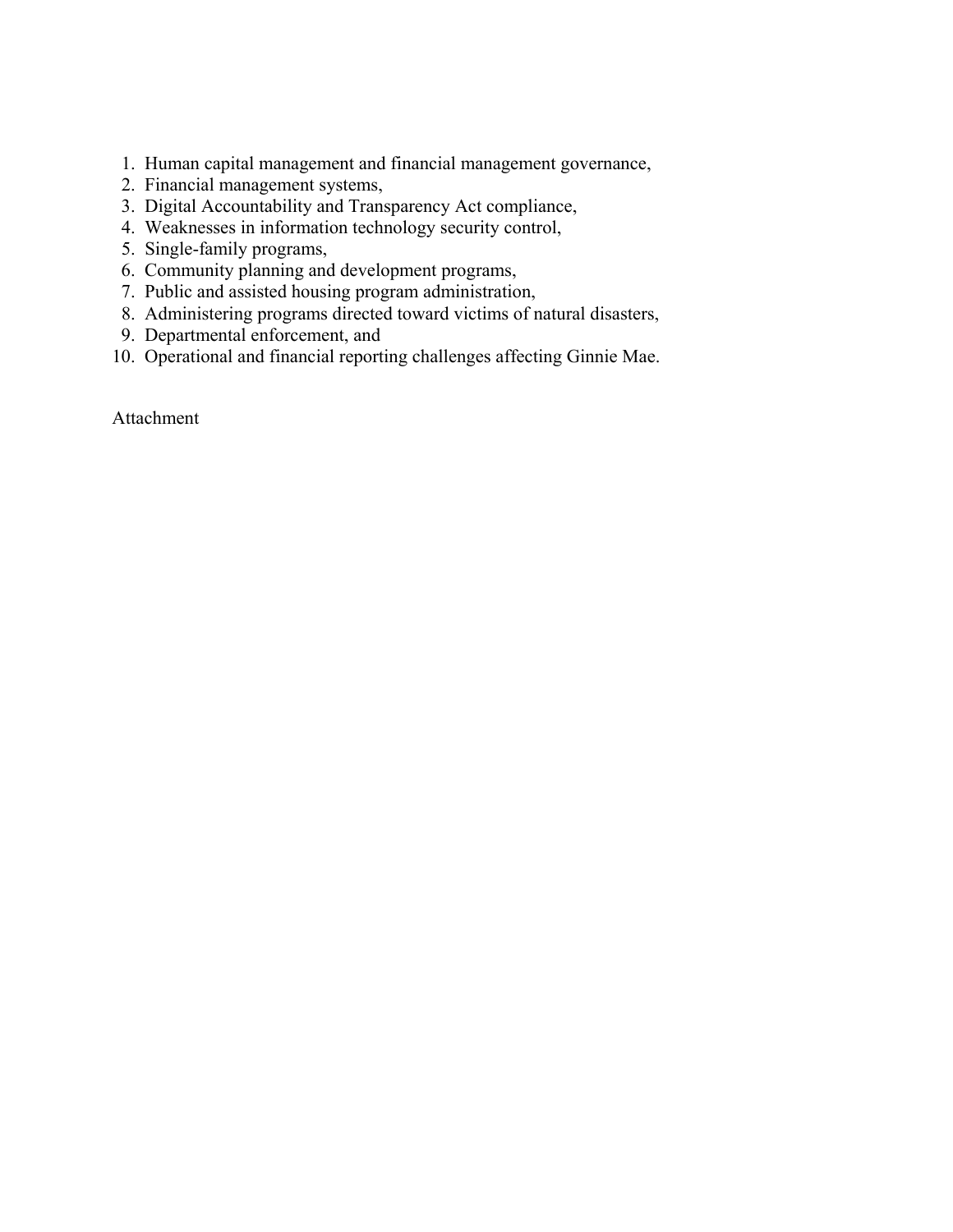1. Human capital management and financial management governance,
2. Financial management systems,
3. Digital Accountability and Transparency Act compliance,
4. Weaknesses in information technology security control,
5. Single-family programs,
6. Community planning and development programs,
7. Public and assisted housing program administration,
8. Administering programs directed toward victims of natural disasters,
9. Departmental enforcement, and
10. Operational and financial reporting challenges affecting Ginnie Mae.

Attachment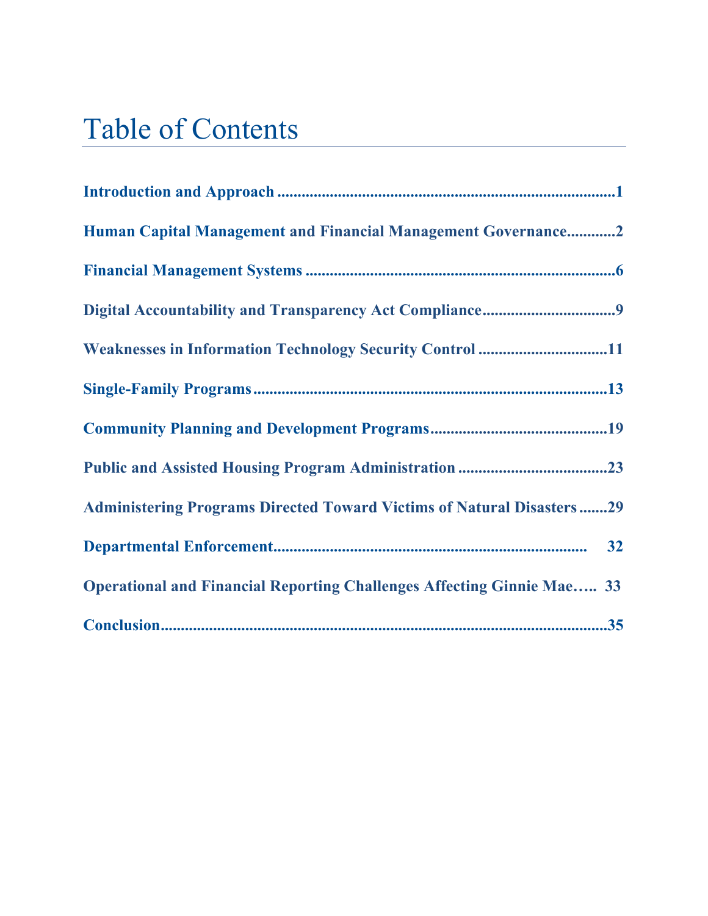# Table of Contents

**Introduction and Approach** ....................................................................................1

**Human Capital Management and Financial Management Governance**............2

**Financial Management Systems** ............................................................................6

**Digital Accountability and Transparency Act Compliance**.................................9

**Weaknesses in Information Technology Security Control** ................................11

**Single-Family Programs** .......................................................................................13

**Community Planning and Development Programs**............................................19

**Public and Assisted Housing Program Administration** .....................................23

**Administering Programs Directed Toward Victims of Natural Disasters** .......29

**Departmental Enforcement**............................................................................ 32

**Operational and Financial Reporting Challenges Affecting Ginnie Mae**….. 33

**Conclusion**...............................................................................................35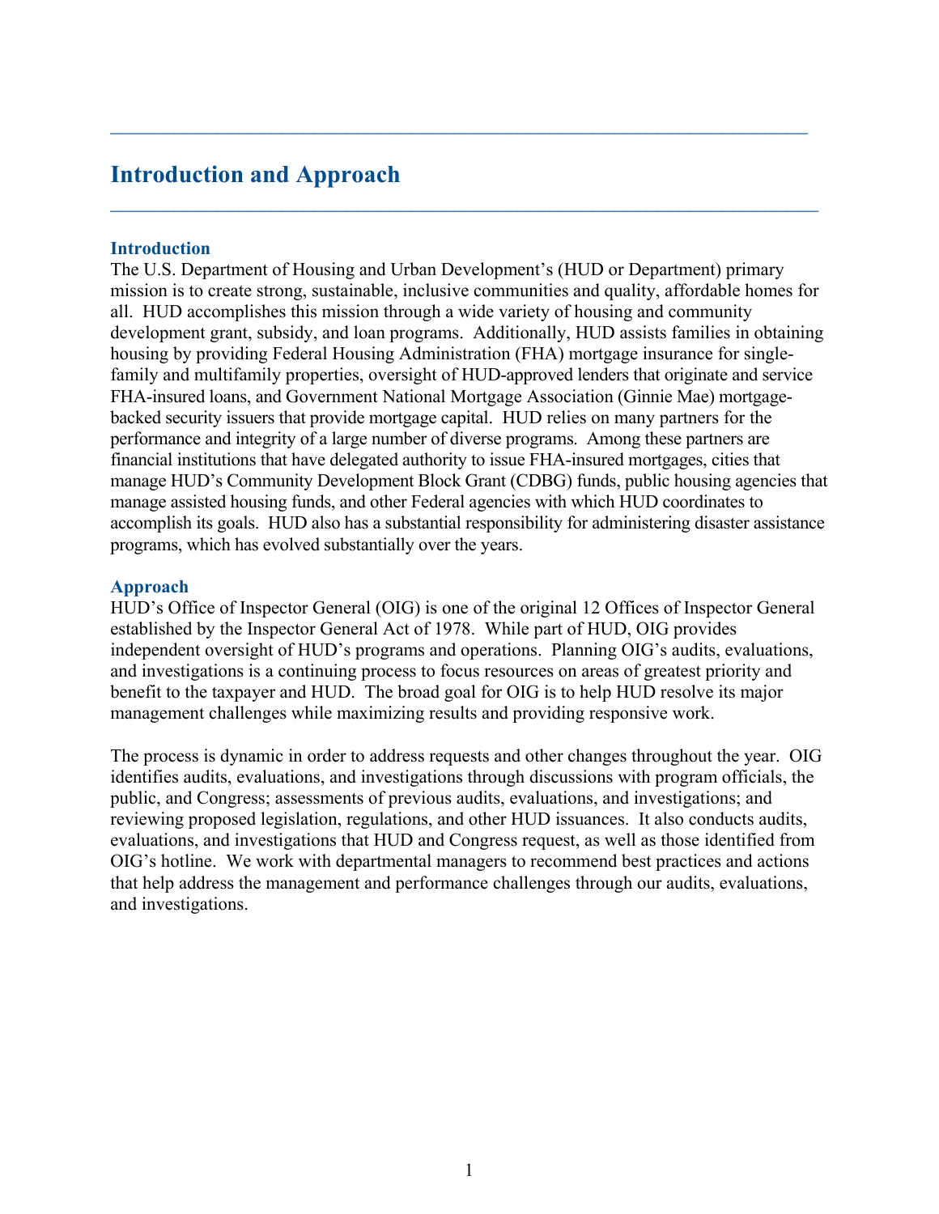# Introduction and Approach

## Introduction

The U.S. Department of Housing and Urban Development's (HUD or Department) primary mission is to create strong, sustainable, inclusive communities and quality, affordable homes for all. HUD accomplishes this mission through a wide variety of housing and community development grant, subsidy, and loan programs. Additionally, HUD assists families in obtaining housing by providing Federal Housing Administration (FHA) mortgage insurance for single-family and multifamily properties, oversight of HUD-approved lenders that originate and service FHA-insured loans, and Government National Mortgage Association (Ginnie Mae) mortgage-backed security issuers that provide mortgage capital. HUD relies on many partners for the performance and integrity of a large number of diverse programs. Among these partners are financial institutions that have delegated authority to issue FHA-insured mortgages, cities that manage HUD's Community Development Block Grant (CDBG) funds, public housing agencies that manage assisted housing funds, and other Federal agencies with which HUD coordinates to accomplish its goals. HUD also has a substantial responsibility for administering disaster assistance programs, which has evolved substantially over the years.

## Approach

HUD's Office of Inspector General (OIG) is one of the original 12 Offices of Inspector General established by the Inspector General Act of 1978. While part of HUD, OIG provides independent oversight of HUD's programs and operations. Planning OIG's audits, evaluations, and investigations is a continuing process to focus resources on areas of greatest priority and benefit to the taxpayer and HUD. The broad goal for OIG is to help HUD resolve its major management challenges while maximizing results and providing responsive work.

The process is dynamic in order to address requests and other changes throughout the year. OIG identifies audits, evaluations, and investigations through discussions with program officials, the public, and Congress; assessments of previous audits, evaluations, and investigations; and reviewing proposed legislation, regulations, and other HUD issuances. It also conducts audits, evaluations, and investigations that HUD and Congress request, as well as those identified from OIG's hotline. We work with departmental managers to recommend best practices and actions that help address the management and performance challenges through our audits, evaluations, and investigations.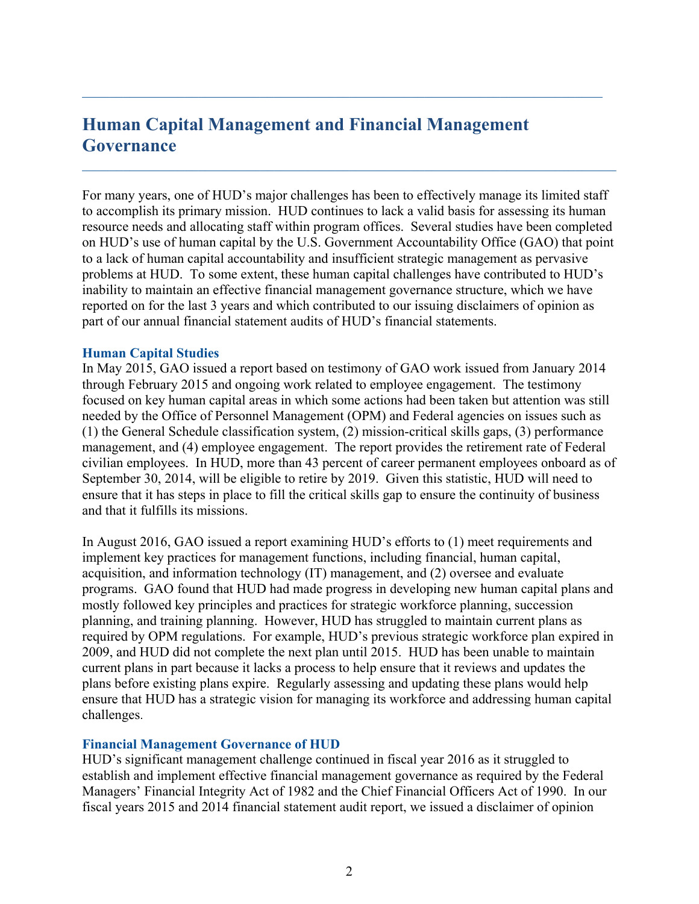## Human Capital Management and Financial Management Governance

For many years, one of HUD's major challenges has been to effectively manage its limited staff to accomplish its primary mission. HUD continues to lack a valid basis for assessing its human resource needs and allocating staff within program offices. Several studies have been completed on HUD's use of human capital by the U.S. Government Accountability Office (GAO) that point to a lack of human capital accountability and insufficient strategic management as pervasive problems at HUD. To some extent, these human capital challenges have contributed to HUD's inability to maintain an effective financial management governance structure, which we have reported on for the last 3 years and which contributed to our issuing disclaimers of opinion as part of our annual financial statement audits of HUD's financial statements.

### Human Capital Studies

In May 2015, GAO issued a report based on testimony of GAO work issued from January 2014 through February 2015 and ongoing work related to employee engagement. The testimony focused on key human capital areas in which some actions had been taken but attention was still needed by the Office of Personnel Management (OPM) and Federal agencies on issues such as (1) the General Schedule classification system, (2) mission-critical skills gaps, (3) performance management, and (4) employee engagement. The report provides the retirement rate of Federal civilian employees. In HUD, more than 43 percent of career permanent employees onboard as of September 30, 2014, will be eligible to retire by 2019. Given this statistic, HUD will need to ensure that it has steps in place to fill the critical skills gap to ensure the continuity of business and that it fulfills its missions.

In August 2016, GAO issued a report examining HUD's efforts to (1) meet requirements and implement key practices for management functions, including financial, human capital, acquisition, and information technology (IT) management, and (2) oversee and evaluate programs. GAO found that HUD had made progress in developing new human capital plans and mostly followed key principles and practices for strategic workforce planning, succession planning, and training planning. However, HUD has struggled to maintain current plans as required by OPM regulations. For example, HUD's previous strategic workforce plan expired in 2009, and HUD did not complete the next plan until 2015. HUD has been unable to maintain current plans in part because it lacks a process to help ensure that it reviews and updates the plans before existing plans expire. Regularly assessing and updating these plans would help ensure that HUD has a strategic vision for managing its workforce and addressing human capital challenges.

### Financial Management Governance of HUD

HUD's significant management challenge continued in fiscal year 2016 as it struggled to establish and implement effective financial management governance as required by the Federal Managers' Financial Integrity Act of 1982 and the Chief Financial Officers Act of 1990. In our fiscal years 2015 and 2014 financial statement audit report, we issued a disclaimer of opinion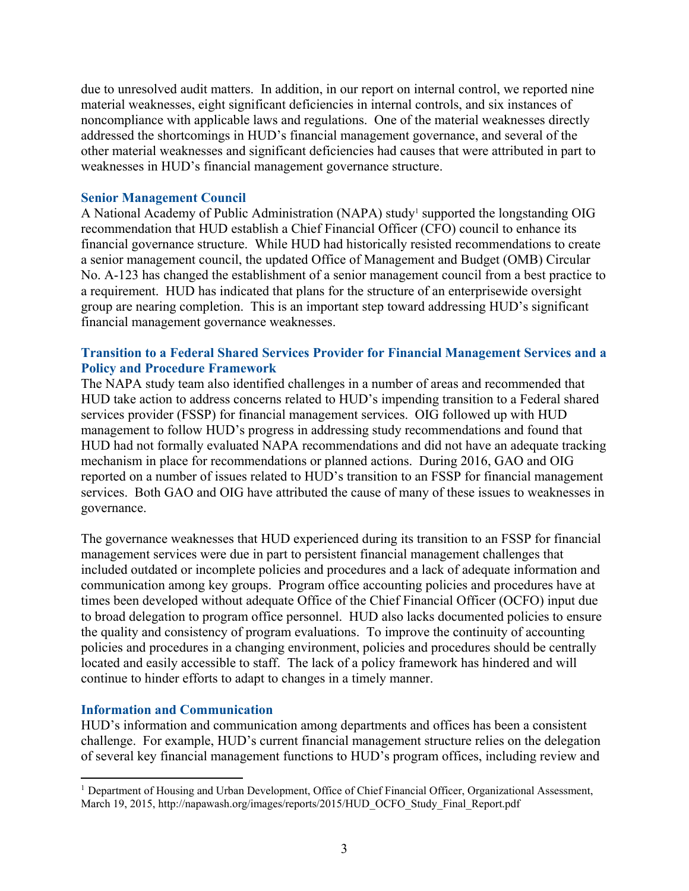due to unresolved audit matters. In addition, in our report on internal control, we reported nine material weaknesses, eight significant deficiencies in internal controls, and six instances of noncompliance with applicable laws and regulations. One of the material weaknesses directly addressed the shortcomings in HUD's financial management governance, and several of the other material weaknesses and significant deficiencies had causes that were attributed in part to weaknesses in HUD's financial management governance structure.

### Senior Management Council

A National Academy of Public Administration (NAPA) study[1] supported the longstanding OIG recommendation that HUD establish a Chief Financial Officer (CFO) council to enhance its financial governance structure. While HUD had historically resisted recommendations to create a senior management council, the updated Office of Management and Budget (OMB) Circular No. A-123 has changed the establishment of a senior management council from a best practice to a requirement. HUD has indicated that plans for the structure of an enterprisewide oversight group are nearing completion. This is an important step toward addressing HUD's significant financial management governance weaknesses.

### Transition to a Federal Shared Services Provider for Financial Management Services and a Policy and Procedure Framework

The NAPA study team also identified challenges in a number of areas and recommended that HUD take action to address concerns related to HUD's impending transition to a Federal shared services provider (FSSP) for financial management services. OIG followed up with HUD management to follow HUD's progress in addressing study recommendations and found that HUD had not formally evaluated NAPA recommendations and did not have an adequate tracking mechanism in place for recommendations or planned actions. During 2016, GAO and OIG reported on a number of issues related to HUD's transition to an FSSP for financial management services. Both GAO and OIG have attributed the cause of many of these issues to weaknesses in governance.

The governance weaknesses that HUD experienced during its transition to an FSSP for financial management services were due in part to persistent financial management challenges that included outdated or incomplete policies and procedures and a lack of adequate information and communication among key groups. Program office accounting policies and procedures have at times been developed without adequate Office of the Chief Financial Officer (OCFO) input due to broad delegation to program office personnel. HUD also lacks documented policies to ensure the quality and consistency of program evaluations. To improve the continuity of accounting policies and procedures in a changing environment, policies and procedures should be centrally located and easily accessible to staff. The lack of a policy framework has hindered and will continue to hinder efforts to adapt to changes in a timely manner.

### Information and Communication

HUD's information and communication among departments and offices has been a consistent challenge. For example, HUD's current financial management structure relies on the delegation of several key financial management functions to HUD's program offices, including review and

[1] Department of Housing and Urban Development, Office of Chief Financial Officer, Organizational Assessment, March 19, 2015, http://napawash.org/images/reports/2015/HUD_OCFO_Study_Final_Report.pdf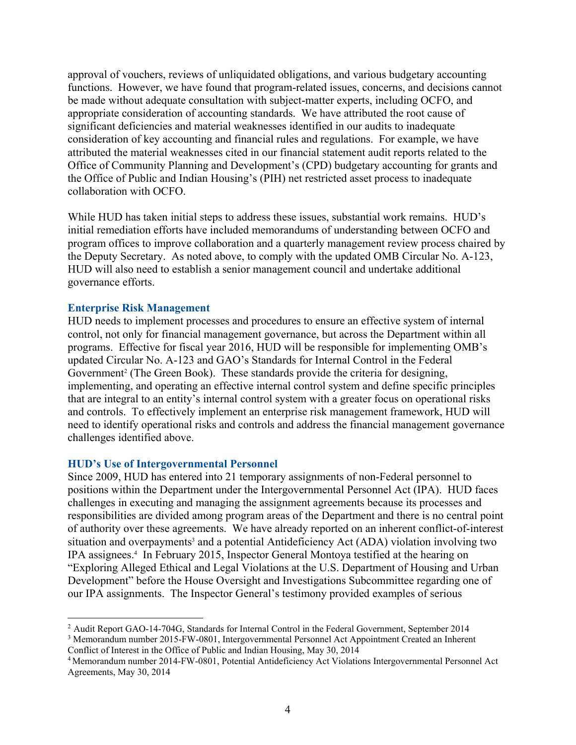approval of vouchers, reviews of unliquidated obligations, and various budgetary accounting functions. However, we have found that program-related issues, concerns, and decisions cannot be made without adequate consultation with subject-matter experts, including OCFO, and appropriate consideration of accounting standards. We have attributed the root cause of significant deficiencies and material weaknesses identified in our audits to inadequate consideration of key accounting and financial rules and regulations. For example, we have attributed the material weaknesses cited in our financial statement audit reports related to the Office of Community Planning and Development's (CPD) budgetary accounting for grants and the Office of Public and Indian Housing's (PIH) net restricted asset process to inadequate collaboration with OCFO.

While HUD has taken initial steps to address these issues, substantial work remains. HUD's initial remediation efforts have included memorandums of understanding between OCFO and program offices to improve collaboration and a quarterly management review process chaired by the Deputy Secretary. As noted above, to comply with the updated OMB Circular No. A-123, HUD will also need to establish a senior management council and undertake additional governance efforts.

### Enterprise Risk Management

HUD needs to implement processes and procedures to ensure an effective system of internal control, not only for financial management governance, but across the Department within all programs. Effective for fiscal year 2016, HUD will be responsible for implementing OMB's updated Circular No. A-123 and GAO's Standards for Internal Control in the Federal Government[2] (The Green Book). These standards provide the criteria for designing, implementing, and operating an effective internal control system and define specific principles that are integral to an entity's internal control system with a greater focus on operational risks and controls. To effectively implement an enterprise risk management framework, HUD will need to identify operational risks and controls and address the financial management governance challenges identified above.

### HUD's Use of Intergovernmental Personnel

Since 2009, HUD has entered into 21 temporary assignments of non-Federal personnel to positions within the Department under the Intergovernmental Personnel Act (IPA). HUD faces challenges in executing and managing the assignment agreements because its processes and responsibilities are divided among program areas of the Department and there is no central point of authority over these agreements. We have already reported on an inherent conflict-of-interest situation and overpayments[3] and a potential Antideficiency Act (ADA) violation involving two IPA assignees.[4] In February 2015, Inspector General Montoya testified at the hearing on "Exploring Alleged Ethical and Legal Violations at the U.S. Department of Housing and Urban Development" before the House Oversight and Investigations Subcommittee regarding one of our IPA assignments. The Inspector General's testimony provided examples of serious

---

[2] Audit Report GAO-14-704G, Standards for Internal Control in the Federal Government, September 2014

[3] Memorandum number 2015-FW-0801, Intergovernmental Personnel Act Appointment Created an Inherent Conflict of Interest in the Office of Public and Indian Housing, May 30, 2014

[4] Memorandum number 2014-FW-0801, Potential Antideficiency Act Violations Intergovernmental Personnel Act Agreements, May 30, 2014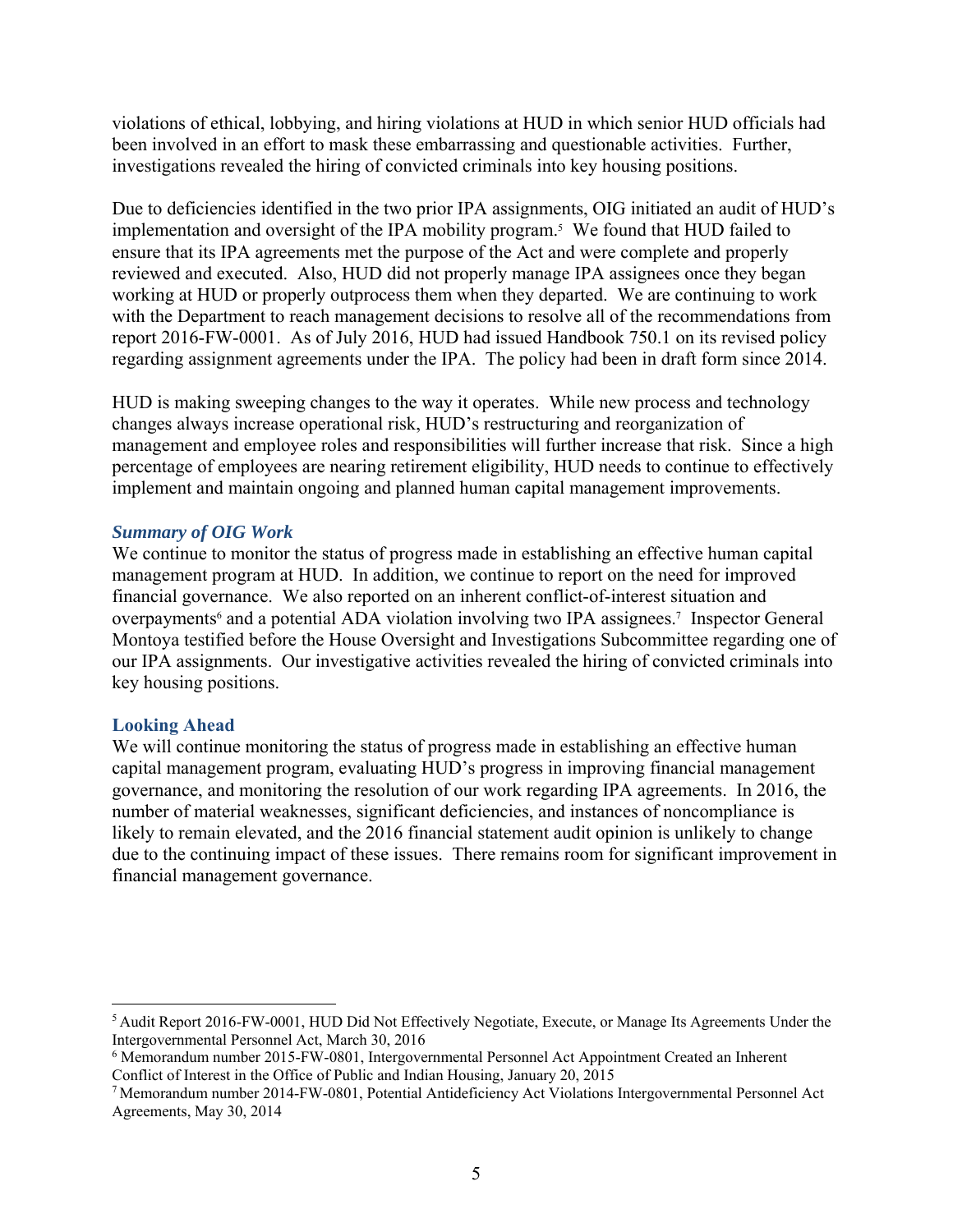violations of ethical, lobbying, and hiring violations at HUD in which senior HUD officials had been involved in an effort to mask these embarrassing and questionable activities. Further, investigations revealed the hiring of convicted criminals into key housing positions.

Due to deficiencies identified in the two prior IPA assignments, OIG initiated an audit of HUD's implementation and oversight of the IPA mobility program.[5] We found that HUD failed to ensure that its IPA agreements met the purpose of the Act and were complete and properly reviewed and executed. Also, HUD did not properly manage IPA assignees once they began working at HUD or properly outprocess them when they departed. We are continuing to work with the Department to reach management decisions to resolve all of the recommendations from report 2016-FW-0001. As of July 2016, HUD had issued Handbook 750.1 on its revised policy regarding assignment agreements under the IPA. The policy had been in draft form since 2014.

HUD is making sweeping changes to the way it operates. While new process and technology changes always increase operational risk, HUD's restructuring and reorganization of management and employee roles and responsibilities will further increase that risk. Since a high percentage of employees are nearing retirement eligibility, HUD needs to continue to effectively implement and maintain ongoing and planned human capital management improvements.

### *Summary of OIG Work*

We continue to monitor the status of progress made in establishing an effective human capital management program at HUD. In addition, we continue to report on the need for improved financial governance. We also reported on an inherent conflict-of-interest situation and overpayments[6] and a potential ADA violation involving two IPA assignees.[7] Inspector General Montoya testified before the House Oversight and Investigations Subcommittee regarding one of our IPA assignments. Our investigative activities revealed the hiring of convicted criminals into key housing positions.

### Looking Ahead

We will continue monitoring the status of progress made in establishing an effective human capital management program, evaluating HUD's progress in improving financial management governance, and monitoring the resolution of our work regarding IPA agreements. In 2016, the number of material weaknesses, significant deficiencies, and instances of noncompliance is likely to remain elevated, and the 2016 financial statement audit opinion is unlikely to change due to the continuing impact of these issues. There remains room for significant improvement in financial management governance.

---

[5] Audit Report 2016-FW-0001, HUD Did Not Effectively Negotiate, Execute, or Manage Its Agreements Under the Intergovernmental Personnel Act, March 30, 2016

[6] Memorandum number 2015-FW-0801, Intergovernmental Personnel Act Appointment Created an Inherent Conflict of Interest in the Office of Public and Indian Housing, January 20, 2015

[7] Memorandum number 2014-FW-0801, Potential Antideficiency Act Violations Intergovernmental Personnel Act Agreements, May 30, 2014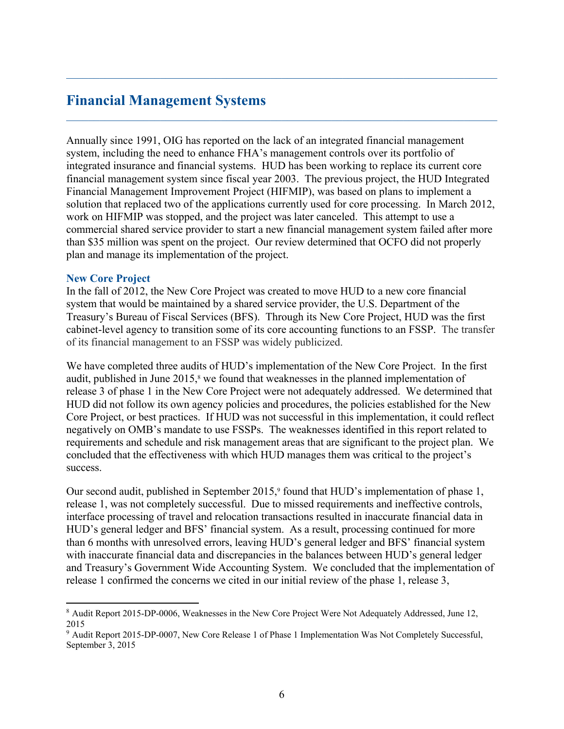## Financial Management Systems

Annually since 1991, OIG has reported on the lack of an integrated financial management system, including the need to enhance FHA's management controls over its portfolio of integrated insurance and financial systems. HUD has been working to replace its current core financial management system since fiscal year 2003. The previous project, the HUD Integrated Financial Management Improvement Project (HIFMIP), was based on plans to implement a solution that replaced two of the applications currently used for core processing. In March 2012, work on HIFMIP was stopped, and the project was later canceled. This attempt to use a commercial shared service provider to start a new financial management system failed after more than $35 million was spent on the project. Our review determined that OCFO did not properly plan and manage its implementation of the project.

### New Core Project

In the fall of 2012, the New Core Project was created to move HUD to a new core financial system that would be maintained by a shared service provider, the U.S. Department of the Treasury's Bureau of Fiscal Services (BFS). Through its New Core Project, HUD was the first cabinet-level agency to transition some of its core accounting functions to an FSSP. The transfer of its financial management to an FSSP was widely publicized.

We have completed three audits of HUD's implementation of the New Core Project. In the first audit, published in June 2015,[8] we found that weaknesses in the planned implementation of release 3 of phase 1 in the New Core Project were not adequately addressed. We determined that HUD did not follow its own agency policies and procedures, the policies established for the New Core Project, or best practices. If HUD was not successful in this implementation, it could reflect negatively on OMB's mandate to use FSSPs. The weaknesses identified in this report related to requirements and schedule and risk management areas that are significant to the project plan. We concluded that the effectiveness with which HUD manages them was critical to the project's success.

Our second audit, published in September 2015,[9] found that HUD's implementation of phase 1, release 1, was not completely successful. Due to missed requirements and ineffective controls, interface processing of travel and relocation transactions resulted in inaccurate financial data in HUD's general ledger and BFS' financial system. As a result, processing continued for more than 6 months with unresolved errors, leaving HUD's general ledger and BFS' financial system with inaccurate financial data and discrepancies in the balances between HUD's general ledger and Treasury's Government Wide Accounting System. We concluded that the implementation of release 1 confirmed the concerns we cited in our initial review of the phase 1, release 3,

[8] Audit Report 2015-DP-0006, Weaknesses in the New Core Project Were Not Adequately Addressed, June 12, 2015

[9] Audit Report 2015-DP-0007, New Core Release 1 of Phase 1 Implementation Was Not Completely Successful, September 3, 2015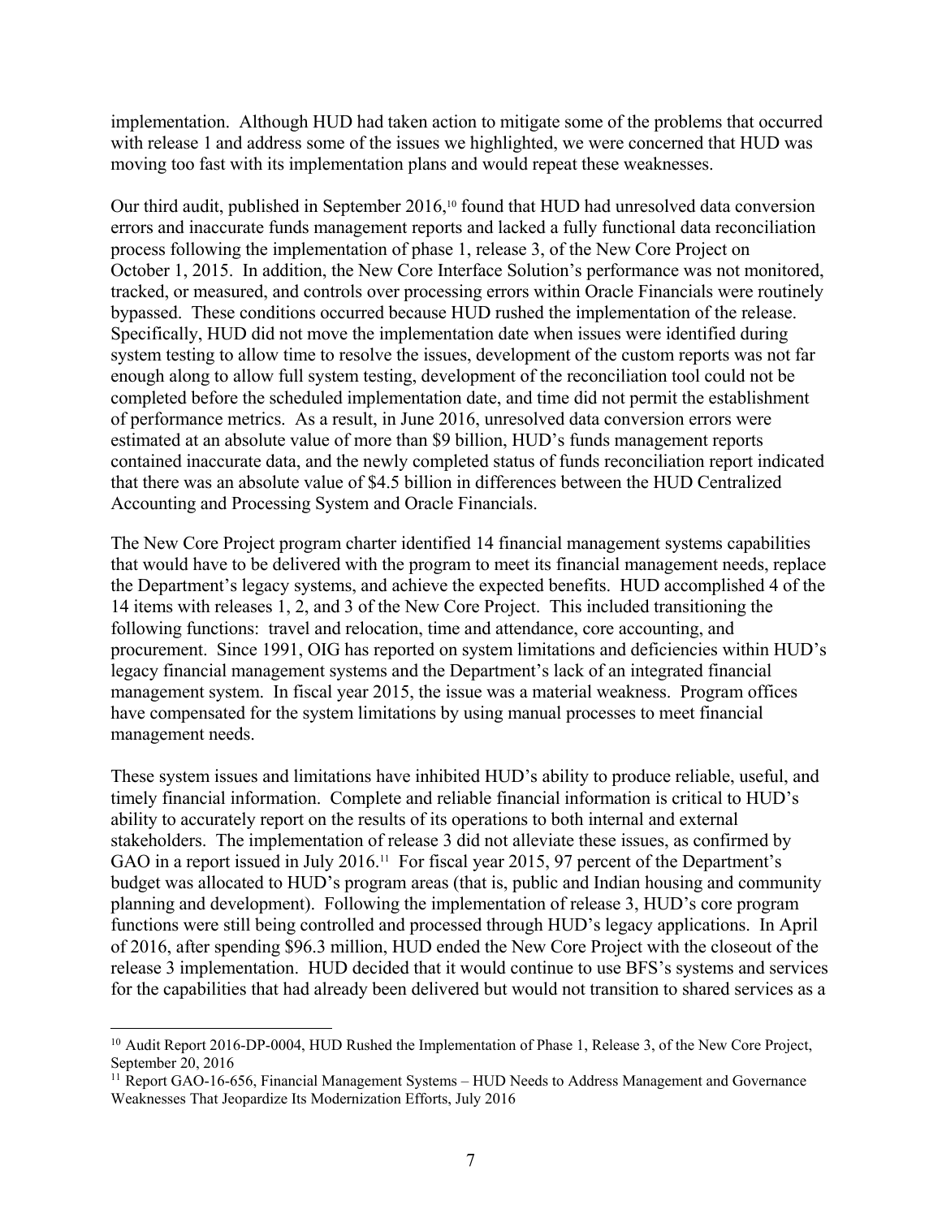implementation. Although HUD had taken action to mitigate some of the problems that occurred with release 1 and address some of the issues we highlighted, we were concerned that HUD was moving too fast with its implementation plans and would repeat these weaknesses.

Our third audit, published in September 2016,[10] found that HUD had unresolved data conversion errors and inaccurate funds management reports and lacked a fully functional data reconciliation process following the implementation of phase 1, release 3, of the New Core Project on October 1, 2015. In addition, the New Core Interface Solution's performance was not monitored, tracked, or measured, and controls over processing errors within Oracle Financials were routinely bypassed. These conditions occurred because HUD rushed the implementation of the release. Specifically, HUD did not move the implementation date when issues were identified during system testing to allow time to resolve the issues, development of the custom reports was not far enough along to allow full system testing, development of the reconciliation tool could not be completed before the scheduled implementation date, and time did not permit the establishment of performance metrics. As a result, in June 2016, unresolved data conversion errors were estimated at an absolute value of more than $9 billion, HUD's funds management reports contained inaccurate data, and the newly completed status of funds reconciliation report indicated that there was an absolute value of $4.5 billion in differences between the HUD Centralized Accounting and Processing System and Oracle Financials.

The New Core Project program charter identified 14 financial management systems capabilities that would have to be delivered with the program to meet its financial management needs, replace the Department's legacy systems, and achieve the expected benefits. HUD accomplished 4 of the 14 items with releases 1, 2, and 3 of the New Core Project. This included transitioning the following functions: travel and relocation, time and attendance, core accounting, and procurement. Since 1991, OIG has reported on system limitations and deficiencies within HUD's legacy financial management systems and the Department's lack of an integrated financial management system. In fiscal year 2015, the issue was a material weakness. Program offices have compensated for the system limitations by using manual processes to meet financial management needs.

These system issues and limitations have inhibited HUD's ability to produce reliable, useful, and timely financial information. Complete and reliable financial information is critical to HUD's ability to accurately report on the results of its operations to both internal and external stakeholders. The implementation of release 3 did not alleviate these issues, as confirmed by GAO in a report issued in July 2016.[11] For fiscal year 2015, 97 percent of the Department's budget was allocated to HUD's program areas (that is, public and Indian housing and community planning and development). Following the implementation of release 3, HUD's core program functions were still being controlled and processed through HUD's legacy applications. In April of 2016, after spending $96.3 million, HUD ended the New Core Project with the closeout of the release 3 implementation. HUD decided that it would continue to use BFS's systems and services for the capabilities that had already been delivered but would not transition to shared services as a

[10] Audit Report 2016-DP-0004, HUD Rushed the Implementation of Phase 1, Release 3, of the New Core Project, September 20, 2016

[11] Report GAO-16-656, Financial Management Systems – HUD Needs to Address Management and Governance Weaknesses That Jeopardize Its Modernization Efforts, July 2016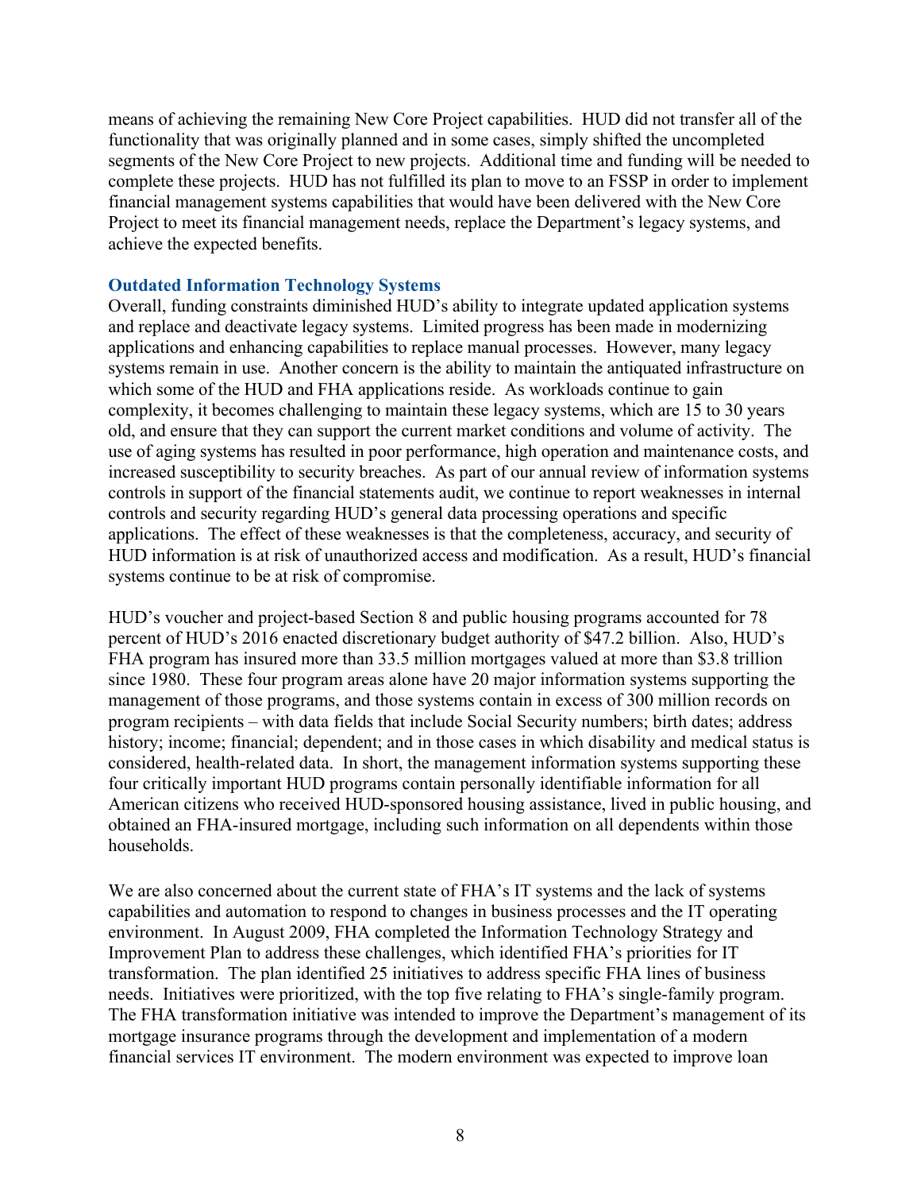means of achieving the remaining New Core Project capabilities. HUD did not transfer all of the functionality that was originally planned and in some cases, simply shifted the uncompleted segments of the New Core Project to new projects. Additional time and funding will be needed to complete these projects. HUD has not fulfilled its plan to move to an FSSP in order to implement financial management systems capabilities that would have been delivered with the New Core Project to meet its financial management needs, replace the Department's legacy systems, and achieve the expected benefits.

### Outdated Information Technology Systems

Overall, funding constraints diminished HUD's ability to integrate updated application systems and replace and deactivate legacy systems. Limited progress has been made in modernizing applications and enhancing capabilities to replace manual processes. However, many legacy systems remain in use. Another concern is the ability to maintain the antiquated infrastructure on which some of the HUD and FHA applications reside. As workloads continue to gain complexity, it becomes challenging to maintain these legacy systems, which are 15 to 30 years old, and ensure that they can support the current market conditions and volume of activity. The use of aging systems has resulted in poor performance, high operation and maintenance costs, and increased susceptibility to security breaches. As part of our annual review of information systems controls in support of the financial statements audit, we continue to report weaknesses in internal controls and security regarding HUD's general data processing operations and specific applications. The effect of these weaknesses is that the completeness, accuracy, and security of HUD information is at risk of unauthorized access and modification. As a result, HUD's financial systems continue to be at risk of compromise.

HUD's voucher and project-based Section 8 and public housing programs accounted for 78 percent of HUD's 2016 enacted discretionary budget authority of $47.2 billion. Also, HUD's FHA program has insured more than 33.5 million mortgages valued at more than $3.8 trillion since 1980. These four program areas alone have 20 major information systems supporting the management of those programs, and those systems contain in excess of 300 million records on program recipients – with data fields that include Social Security numbers; birth dates; address history; income; financial; dependent; and in those cases in which disability and medical status is considered, health-related data. In short, the management information systems supporting these four critically important HUD programs contain personally identifiable information for all American citizens who received HUD-sponsored housing assistance, lived in public housing, and obtained an FHA-insured mortgage, including such information on all dependents within those households.

We are also concerned about the current state of FHA's IT systems and the lack of systems capabilities and automation to respond to changes in business processes and the IT operating environment. In August 2009, FHA completed the Information Technology Strategy and Improvement Plan to address these challenges, which identified FHA's priorities for IT transformation. The plan identified 25 initiatives to address specific FHA lines of business needs. Initiatives were prioritized, with the top five relating to FHA's single-family program. The FHA transformation initiative was intended to improve the Department's management of its mortgage insurance programs through the development and implementation of a modern financial services IT environment. The modern environment was expected to improve loan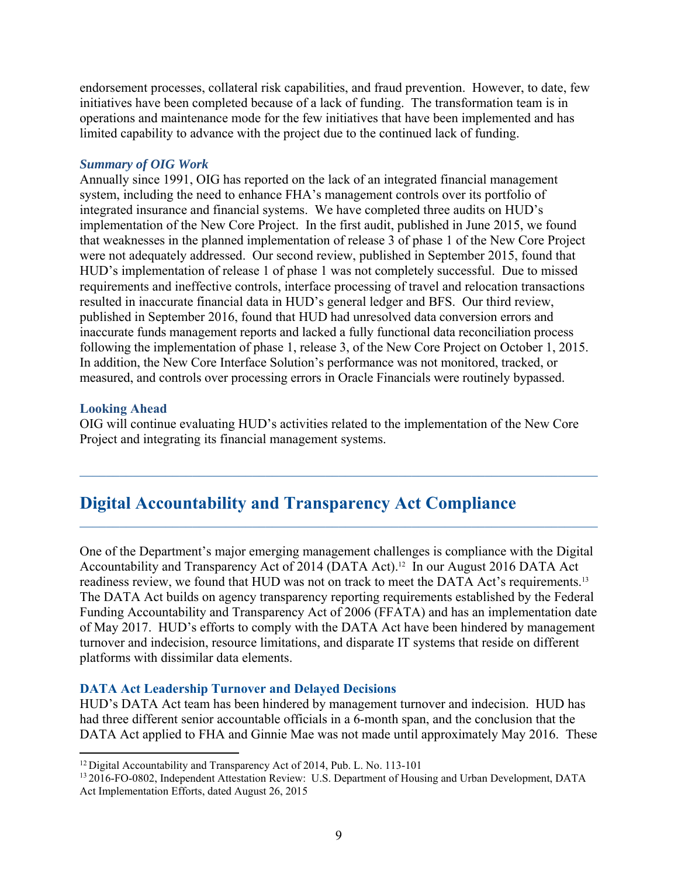endorsement processes, collateral risk capabilities, and fraud prevention. However, to date, few initiatives have been completed because of a lack of funding. The transformation team is in operations and maintenance mode for the few initiatives that have been implemented and has limited capability to advance with the project due to the continued lack of funding.

### *Summary of OIG Work*

Annually since 1991, OIG has reported on the lack of an integrated financial management system, including the need to enhance FHA's management controls over its portfolio of integrated insurance and financial systems. We have completed three audits on HUD's implementation of the New Core Project. In the first audit, published in June 2015, we found that weaknesses in the planned implementation of release 3 of phase 1 of the New Core Project were not adequately addressed. Our second review, published in September 2015, found that HUD's implementation of release 1 of phase 1 was not completely successful. Due to missed requirements and ineffective controls, interface processing of travel and relocation transactions resulted in inaccurate financial data in HUD's general ledger and BFS. Our third review, published in September 2016, found that HUD had unresolved data conversion errors and inaccurate funds management reports and lacked a fully functional data reconciliation process following the implementation of phase 1, release 3, of the New Core Project on October 1, 2015. In addition, the New Core Interface Solution's performance was not monitored, tracked, or measured, and controls over processing errors in Oracle Financials were routinely bypassed.

### Looking Ahead

OIG will continue evaluating HUD's activities related to the implementation of the New Core Project and integrating its financial management systems.

---

## Digital Accountability and Transparency Act Compliance

---

One of the Department's major emerging management challenges is compliance with the Digital Accountability and Transparency Act of 2014 (DATA Act).[12] In our August 2016 DATA Act readiness review, we found that HUD was not on track to meet the DATA Act's requirements.[13] The DATA Act builds on agency transparency reporting requirements established by the Federal Funding Accountability and Transparency Act of 2006 (FFATA) and has an implementation date of May 2017. HUD's efforts to comply with the DATA Act have been hindered by management turnover and indecision, resource limitations, and disparate IT systems that reside on different platforms with dissimilar data elements.

### DATA Act Leadership Turnover and Delayed Decisions

HUD's DATA Act team has been hindered by management turnover and indecision. HUD has had three different senior accountable officials in a 6-month span, and the conclusion that the DATA Act applied to FHA and Ginnie Mae was not made until approximately May 2016. These

---

[12] Digital Accountability and Transparency Act of 2014, Pub. L. No. 113-101

[13] 2016-FO-0802, Independent Attestation Review: U.S. Department of Housing and Urban Development, DATA Act Implementation Efforts, dated August 26, 2015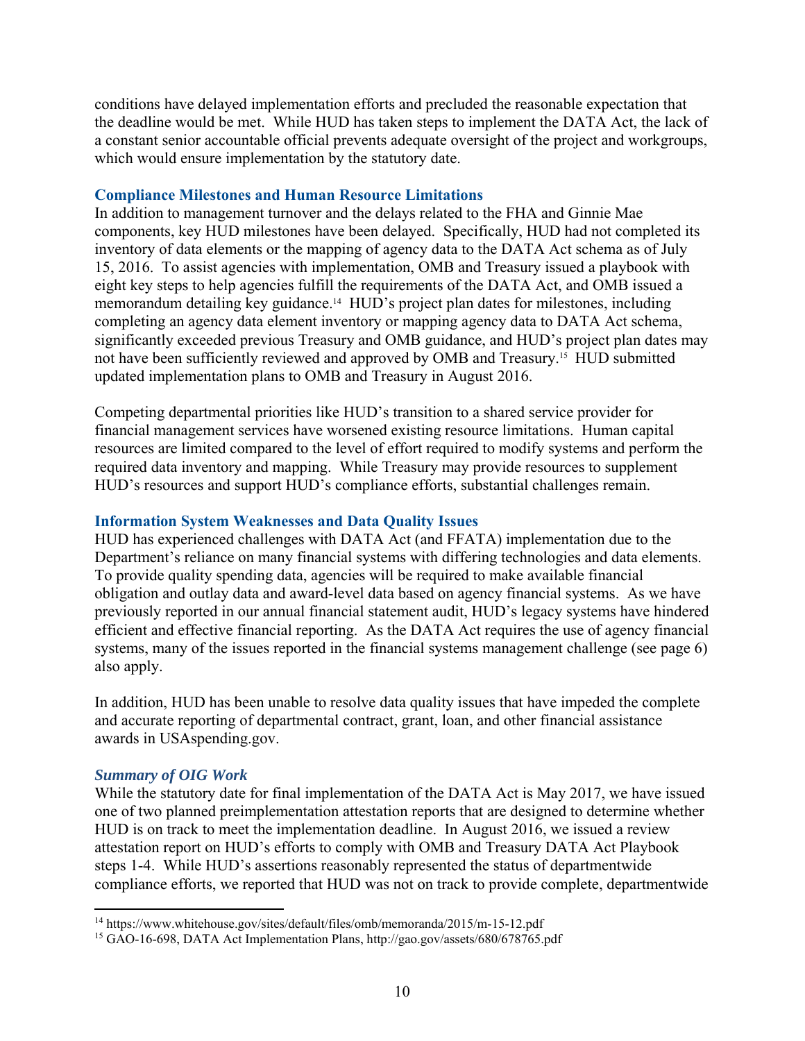conditions have delayed implementation efforts and precluded the reasonable expectation that the deadline would be met. While HUD has taken steps to implement the DATA Act, the lack of a constant senior accountable official prevents adequate oversight of the project and workgroups, which would ensure implementation by the statutory date.

### Compliance Milestones and Human Resource Limitations

In addition to management turnover and the delays related to the FHA and Ginnie Mae components, key HUD milestones have been delayed. Specifically, HUD had not completed its inventory of data elements or the mapping of agency data to the DATA Act schema as of July 15, 2016. To assist agencies with implementation, OMB and Treasury issued a playbook with eight key steps to help agencies fulfill the requirements of the DATA Act, and OMB issued a memorandum detailing key guidance.[14] HUD's project plan dates for milestones, including completing an agency data element inventory or mapping agency data to DATA Act schema, significantly exceeded previous Treasury and OMB guidance, and HUD's project plan dates may not have been sufficiently reviewed and approved by OMB and Treasury.[15] HUD submitted updated implementation plans to OMB and Treasury in August 2016.

Competing departmental priorities like HUD's transition to a shared service provider for financial management services have worsened existing resource limitations. Human capital resources are limited compared to the level of effort required to modify systems and perform the required data inventory and mapping. While Treasury may provide resources to supplement HUD's resources and support HUD's compliance efforts, substantial challenges remain.

### Information System Weaknesses and Data Quality Issues

HUD has experienced challenges with DATA Act (and FFATA) implementation due to the Department's reliance on many financial systems with differing technologies and data elements. To provide quality spending data, agencies will be required to make available financial obligation and outlay data and award-level data based on agency financial systems. As we have previously reported in our annual financial statement audit, HUD's legacy systems have hindered efficient and effective financial reporting. As the DATA Act requires the use of agency financial systems, many of the issues reported in the financial systems management challenge (see page 6) also apply.

In addition, HUD has been unable to resolve data quality issues that have impeded the complete and accurate reporting of departmental contract, grant, loan, and other financial assistance awards in USAspending.gov.

#### *Summary of OIG Work*

While the statutory date for final implementation of the DATA Act is May 2017, we have issued one of two planned preimplementation attestation reports that are designed to determine whether HUD is on track to meet the implementation deadline. In August 2016, we issued a review attestation report on HUD's efforts to comply with OMB and Treasury DATA Act Playbook steps 1-4. While HUD's assertions reasonably represented the status of departmentwide compliance efforts, we reported that HUD was not on track to provide complete, departmentwide

---

[14] https://www.whitehouse.gov/sites/default/files/omb/memoranda/2015/m-15-12.pdf

[15] GAO-16-698, DATA Act Implementation Plans, http://gao.gov/assets/680/678765.pdf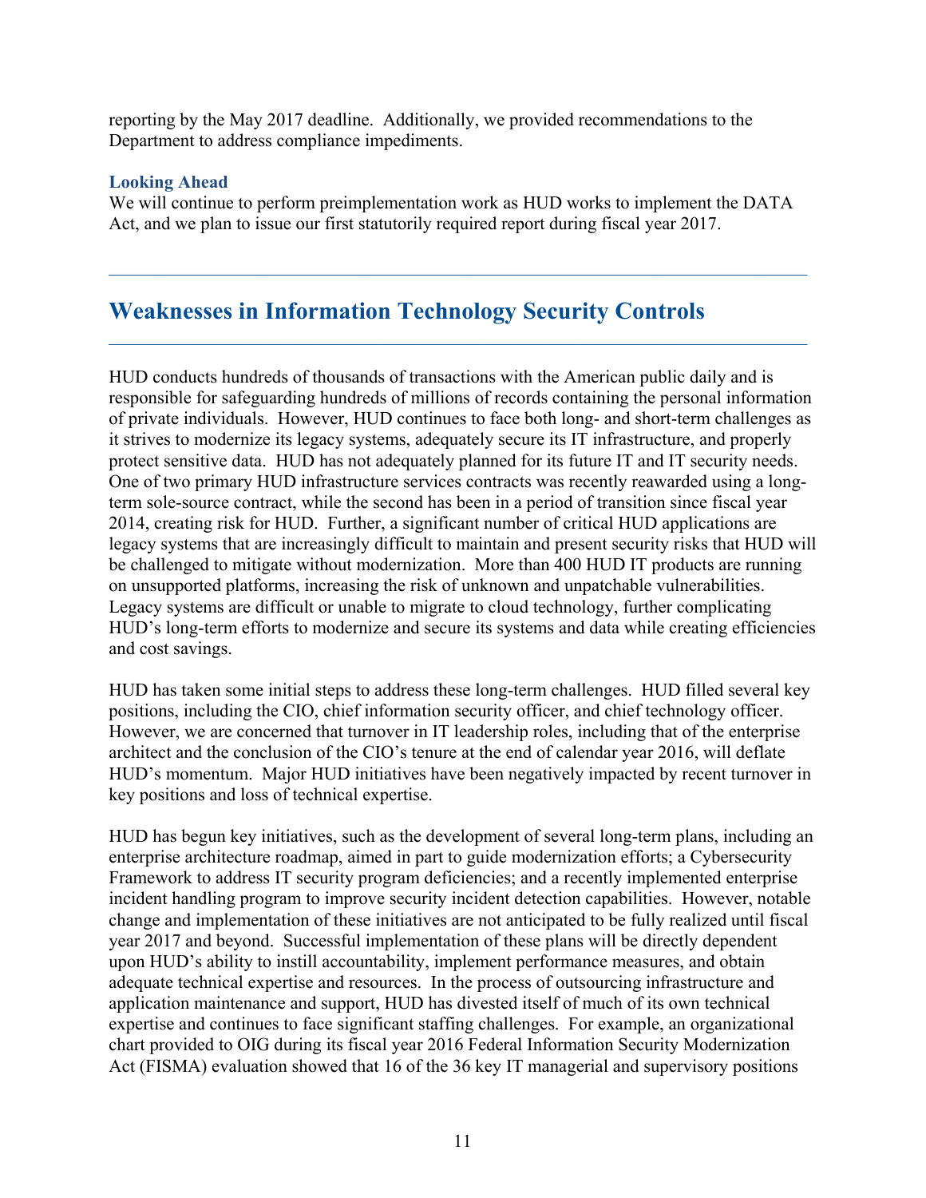reporting by the May 2017 deadline. Additionally, we provided recommendations to the Department to address compliance impediments.

### Looking Ahead

We will continue to perform preimplementation work as HUD works to implement the DATA Act, and we plan to issue our first statutorily required report during fiscal year 2017.

---

## Weaknesses in Information Technology Security Controls

---

HUD conducts hundreds of thousands of transactions with the American public daily and is responsible for safeguarding hundreds of millions of records containing the personal information of private individuals. However, HUD continues to face both long- and short-term challenges as it strives to modernize its legacy systems, adequately secure its IT infrastructure, and properly protect sensitive data. HUD has not adequately planned for its future IT and IT security needs. One of two primary HUD infrastructure services contracts was recently reawarded using a long-term sole-source contract, while the second has been in a period of transition since fiscal year 2014, creating risk for HUD. Further, a significant number of critical HUD applications are legacy systems that are increasingly difficult to maintain and present security risks that HUD will be challenged to mitigate without modernization. More than 400 HUD IT products are running on unsupported platforms, increasing the risk of unknown and unpatchable vulnerabilities. Legacy systems are difficult or unable to migrate to cloud technology, further complicating HUD's long-term efforts to modernize and secure its systems and data while creating efficiencies and cost savings.

HUD has taken some initial steps to address these long-term challenges. HUD filled several key positions, including the CIO, chief information security officer, and chief technology officer. However, we are concerned that turnover in IT leadership roles, including that of the enterprise architect and the conclusion of the CIO's tenure at the end of calendar year 2016, will deflate HUD's momentum. Major HUD initiatives have been negatively impacted by recent turnover in key positions and loss of technical expertise.

HUD has begun key initiatives, such as the development of several long-term plans, including an enterprise architecture roadmap, aimed in part to guide modernization efforts; a Cybersecurity Framework to address IT security program deficiencies; and a recently implemented enterprise incident handling program to improve security incident detection capabilities. However, notable change and implementation of these initiatives are not anticipated to be fully realized until fiscal year 2017 and beyond. Successful implementation of these plans will be directly dependent upon HUD's ability to instill accountability, implement performance measures, and obtain adequate technical expertise and resources. In the process of outsourcing infrastructure and application maintenance and support, HUD has divested itself of much of its own technical expertise and continues to face significant staffing challenges. For example, an organizational chart provided to OIG during its fiscal year 2016 Federal Information Security Modernization Act (FISMA) evaluation showed that 16 of the 36 key IT managerial and supervisory positions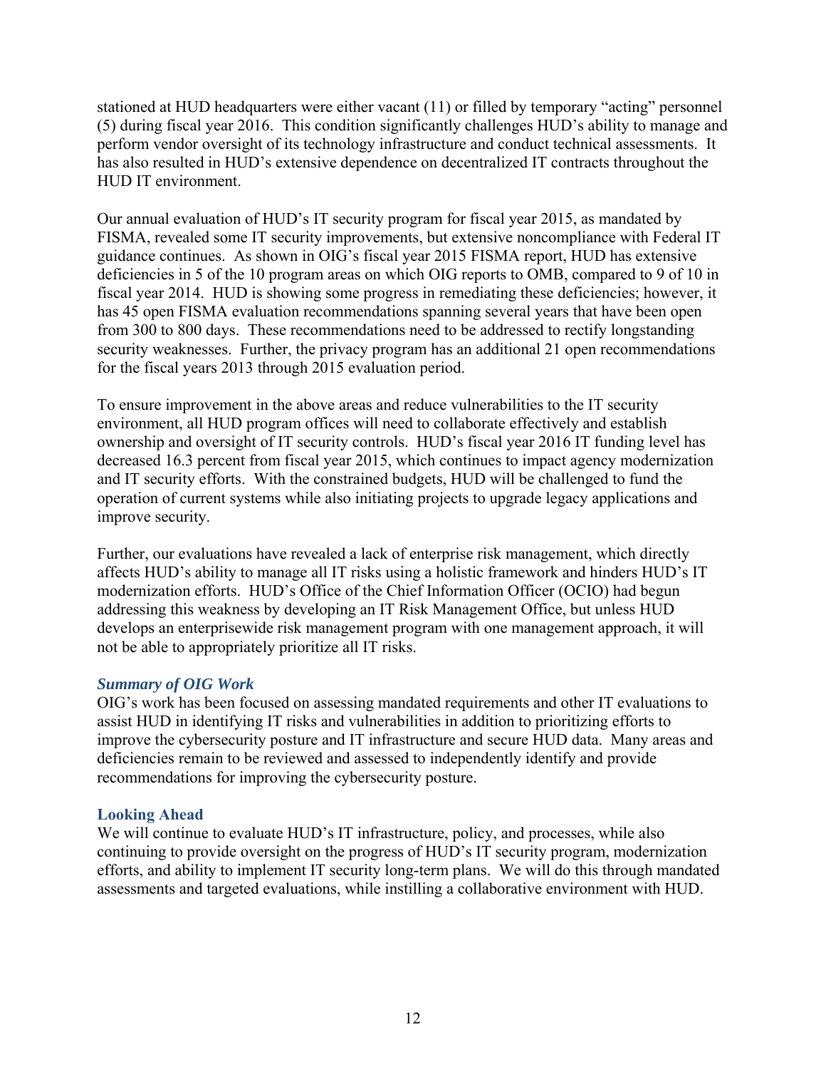stationed at HUD headquarters were either vacant (11) or filled by temporary "acting" personnel (5) during fiscal year 2016. This condition significantly challenges HUD's ability to manage and perform vendor oversight of its technology infrastructure and conduct technical assessments. It has also resulted in HUD's extensive dependence on decentralized IT contracts throughout the HUD IT environment.

Our annual evaluation of HUD's IT security program for fiscal year 2015, as mandated by FISMA, revealed some IT security improvements, but extensive noncompliance with Federal IT guidance continues. As shown in OIG's fiscal year 2015 FISMA report, HUD has extensive deficiencies in 5 of the 10 program areas on which OIG reports to OMB, compared to 9 of 10 in fiscal year 2014. HUD is showing some progress in remediating these deficiencies; however, it has 45 open FISMA evaluation recommendations spanning several years that have been open from 300 to 800 days. These recommendations need to be addressed to rectify longstanding security weaknesses. Further, the privacy program has an additional 21 open recommendations for the fiscal years 2013 through 2015 evaluation period.

To ensure improvement in the above areas and reduce vulnerabilities to the IT security environment, all HUD program offices will need to collaborate effectively and establish ownership and oversight of IT security controls. HUD's fiscal year 2016 IT funding level has decreased 16.3 percent from fiscal year 2015, which continues to impact agency modernization and IT security efforts. With the constrained budgets, HUD will be challenged to fund the operation of current systems while also initiating projects to upgrade legacy applications and improve security.

Further, our evaluations have revealed a lack of enterprise risk management, which directly affects HUD's ability to manage all IT risks using a holistic framework and hinders HUD's IT modernization efforts. HUD's Office of the Chief Information Officer (OCIO) had begun addressing this weakness by developing an IT Risk Management Office, but unless HUD develops an enterprisewide risk management program with one management approach, it will not be able to appropriately prioritize all IT risks.

### *Summary of OIG Work*

OIG's work has been focused on assessing mandated requirements and other IT evaluations to assist HUD in identifying IT risks and vulnerabilities in addition to prioritizing efforts to improve the cybersecurity posture and IT infrastructure and secure HUD data. Many areas and deficiencies remain to be reviewed and assessed to independently identify and provide recommendations for improving the cybersecurity posture.

### Looking Ahead

We will continue to evaluate HUD's IT infrastructure, policy, and processes, while also continuing to provide oversight on the progress of HUD's IT security program, modernization efforts, and ability to implement IT security long-term plans. We will do this through mandated assessments and targeted evaluations, while instilling a collaborative environment with HUD.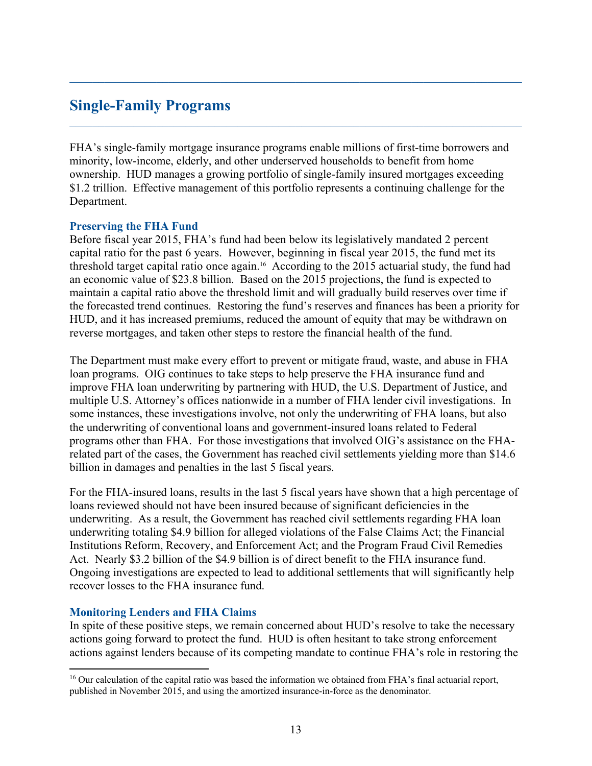## Single-Family Programs

FHA's single-family mortgage insurance programs enable millions of first-time borrowers and minority, low-income, elderly, and other underserved households to benefit from home ownership. HUD manages a growing portfolio of single-family insured mortgages exceeding $1.2 trillion. Effective management of this portfolio represents a continuing challenge for the Department.

### Preserving the FHA Fund

Before fiscal year 2015, FHA's fund had been below its legislatively mandated 2 percent capital ratio for the past 6 years. However, beginning in fiscal year 2015, the fund met its threshold target capital ratio once again.[16] According to the 2015 actuarial study, the fund had an economic value of $23.8 billion. Based on the 2015 projections, the fund is expected to maintain a capital ratio above the threshold limit and will gradually build reserves over time if the forecasted trend continues. Restoring the fund's reserves and finances has been a priority for HUD, and it has increased premiums, reduced the amount of equity that may be withdrawn on reverse mortgages, and taken other steps to restore the financial health of the fund.

The Department must make every effort to prevent or mitigate fraud, waste, and abuse in FHA loan programs. OIG continues to take steps to help preserve the FHA insurance fund and improve FHA loan underwriting by partnering with HUD, the U.S. Department of Justice, and multiple U.S. Attorney's offices nationwide in a number of FHA lender civil investigations. In some instances, these investigations involve, not only the underwriting of FHA loans, but also the underwriting of conventional loans and government-insured loans related to Federal programs other than FHA. For those investigations that involved OIG's assistance on the FHA-related part of the cases, the Government has reached civil settlements yielding more than $14.6 billion in damages and penalties in the last 5 fiscal years.

For the FHA-insured loans, results in the last 5 fiscal years have shown that a high percentage of loans reviewed should not have been insured because of significant deficiencies in the underwriting. As a result, the Government has reached civil settlements regarding FHA loan underwriting totaling $4.9 billion for alleged violations of the False Claims Act; the Financial Institutions Reform, Recovery, and Enforcement Act; and the Program Fraud Civil Remedies Act. Nearly $3.2 billion of the $4.9 billion is of direct benefit to the FHA insurance fund. Ongoing investigations are expected to lead to additional settlements that will significantly help recover losses to the FHA insurance fund.

### Monitoring Lenders and FHA Claims

In spite of these positive steps, we remain concerned about HUD's resolve to take the necessary actions going forward to protect the fund. HUD is often hesitant to take strong enforcement actions against lenders because of its competing mandate to continue FHA's role in restoring the

---

[16] Our calculation of the capital ratio was based the information we obtained from FHA's final actuarial report, published in November 2015, and using the amortized insurance-in-force as the denominator.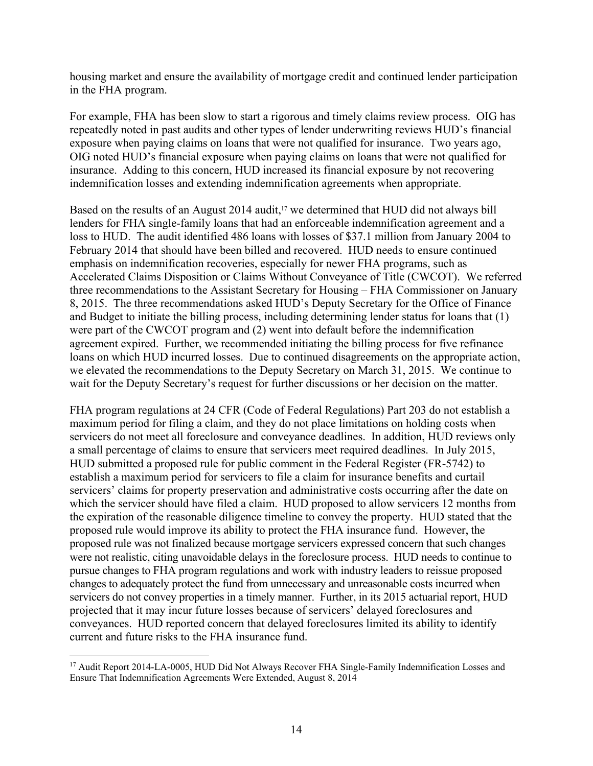housing market and ensure the availability of mortgage credit and continued lender participation in the FHA program.

For example, FHA has been slow to start a rigorous and timely claims review process. OIG has repeatedly noted in past audits and other types of lender underwriting reviews HUD's financial exposure when paying claims on loans that were not qualified for insurance. Two years ago, OIG noted HUD's financial exposure when paying claims on loans that were not qualified for insurance. Adding to this concern, HUD increased its financial exposure by not recovering indemnification losses and extending indemnification agreements when appropriate.

Based on the results of an August 2014 audit,[17] we determined that HUD did not always bill lenders for FHA single-family loans that had an enforceable indemnification agreement and a loss to HUD. The audit identified 486 loans with losses of $37.1 million from January 2004 to February 2014 that should have been billed and recovered. HUD needs to ensure continued emphasis on indemnification recoveries, especially for newer FHA programs, such as Accelerated Claims Disposition or Claims Without Conveyance of Title (CWCOT). We referred three recommendations to the Assistant Secretary for Housing – FHA Commissioner on January 8, 2015. The three recommendations asked HUD's Deputy Secretary for the Office of Finance and Budget to initiate the billing process, including determining lender status for loans that (1) were part of the CWCOT program and (2) went into default before the indemnification agreement expired. Further, we recommended initiating the billing process for five refinance loans on which HUD incurred losses. Due to continued disagreements on the appropriate action, we elevated the recommendations to the Deputy Secretary on March 31, 2015. We continue to wait for the Deputy Secretary's request for further discussions or her decision on the matter.

FHA program regulations at 24 CFR (Code of Federal Regulations) Part 203 do not establish a maximum period for filing a claim, and they do not place limitations on holding costs when servicers do not meet all foreclosure and conveyance deadlines. In addition, HUD reviews only a small percentage of claims to ensure that servicers meet required deadlines. In July 2015, HUD submitted a proposed rule for public comment in the Federal Register (FR-5742) to establish a maximum period for servicers to file a claim for insurance benefits and curtail servicers' claims for property preservation and administrative costs occurring after the date on which the servicer should have filed a claim. HUD proposed to allow servicers 12 months from the expiration of the reasonable diligence timeline to convey the property. HUD stated that the proposed rule would improve its ability to protect the FHA insurance fund. However, the proposed rule was not finalized because mortgage servicers expressed concern that such changes were not realistic, citing unavoidable delays in the foreclosure process. HUD needs to continue to pursue changes to FHA program regulations and work with industry leaders to reissue proposed changes to adequately protect the fund from unnecessary and unreasonable costs incurred when servicers do not convey properties in a timely manner. Further, in its 2015 actuarial report, HUD projected that it may incur future losses because of servicers' delayed foreclosures and conveyances. HUD reported concern that delayed foreclosures limited its ability to identify current and future risks to the FHA insurance fund.

---

[17] Audit Report 2014-LA-0005, HUD Did Not Always Recover FHA Single-Family Indemnification Losses and Ensure That Indemnification Agreements Were Extended, August 8, 2014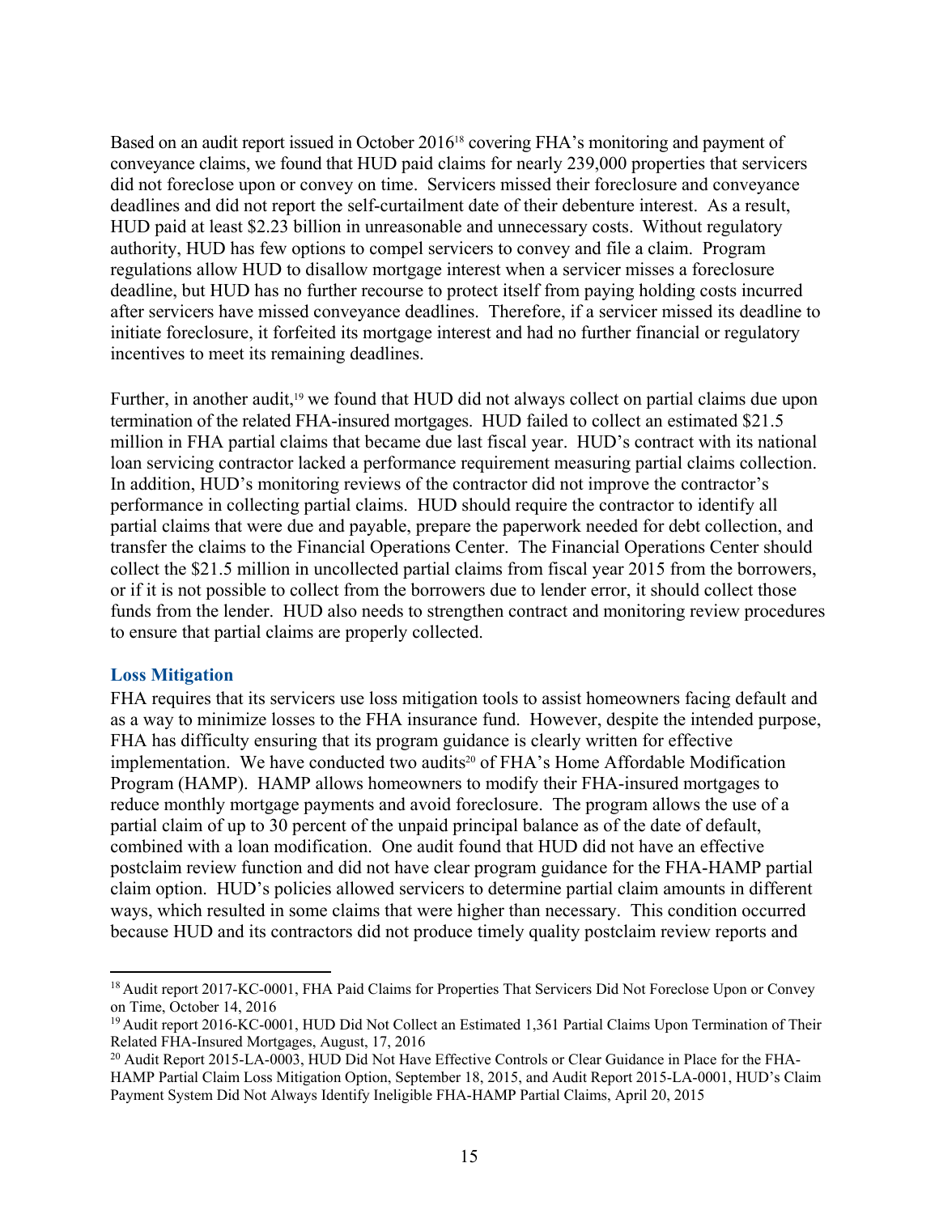Based on an audit report issued in October 2016[18] covering FHA's monitoring and payment of conveyance claims, we found that HUD paid claims for nearly 239,000 properties that servicers did not foreclose upon or convey on time. Servicers missed their foreclosure and conveyance deadlines and did not report the self-curtailment date of their debenture interest. As a result, HUD paid at least $2.23 billion in unreasonable and unnecessary costs. Without regulatory authority, HUD has few options to compel servicers to convey and file a claim. Program regulations allow HUD to disallow mortgage interest when a servicer misses a foreclosure deadline, but HUD has no further recourse to protect itself from paying holding costs incurred after servicers have missed conveyance deadlines. Therefore, if a servicer missed its deadline to initiate foreclosure, it forfeited its mortgage interest and had no further financial or regulatory incentives to meet its remaining deadlines.

Further, in another audit,[19] we found that HUD did not always collect on partial claims due upon termination of the related FHA-insured mortgages. HUD failed to collect an estimated $21.5 million in FHA partial claims that became due last fiscal year. HUD's contract with its national loan servicing contractor lacked a performance requirement measuring partial claims collection. In addition, HUD's monitoring reviews of the contractor did not improve the contractor's performance in collecting partial claims. HUD should require the contractor to identify all partial claims that were due and payable, prepare the paperwork needed for debt collection, and transfer the claims to the Financial Operations Center. The Financial Operations Center should collect the $21.5 million in uncollected partial claims from fiscal year 2015 from the borrowers, or if it is not possible to collect from the borrowers due to lender error, it should collect those funds from the lender. HUD also needs to strengthen contract and monitoring review procedures to ensure that partial claims are properly collected.

### Loss Mitigation

FHA requires that its servicers use loss mitigation tools to assist homeowners facing default and as a way to minimize losses to the FHA insurance fund. However, despite the intended purpose, FHA has difficulty ensuring that its program guidance is clearly written for effective implementation. We have conducted two audits[20] of FHA's Home Affordable Modification Program (HAMP). HAMP allows homeowners to modify their FHA-insured mortgages to reduce monthly mortgage payments and avoid foreclosure. The program allows the use of a partial claim of up to 30 percent of the unpaid principal balance as of the date of default, combined with a loan modification. One audit found that HUD did not have an effective postclaim review function and did not have clear program guidance for the FHA-HAMP partial claim option. HUD's policies allowed servicers to determine partial claim amounts in different ways, which resulted in some claims that were higher than necessary. This condition occurred because HUD and its contractors did not produce timely quality postclaim review reports and

---

[18] Audit report 2017-KC-0001, FHA Paid Claims for Properties That Servicers Did Not Foreclose Upon or Convey on Time, October 14, 2016

[19] Audit report 2016-KC-0001, HUD Did Not Collect an Estimated 1,361 Partial Claims Upon Termination of Their Related FHA-Insured Mortgages, August, 17, 2016

[20] Audit Report 2015-LA-0003, HUD Did Not Have Effective Controls or Clear Guidance in Place for the FHA-HAMP Partial Claim Loss Mitigation Option, September 18, 2015, and Audit Report 2015-LA-0001, HUD's Claim Payment System Did Not Always Identify Ineligible FHA-HAMP Partial Claims, April 20, 2015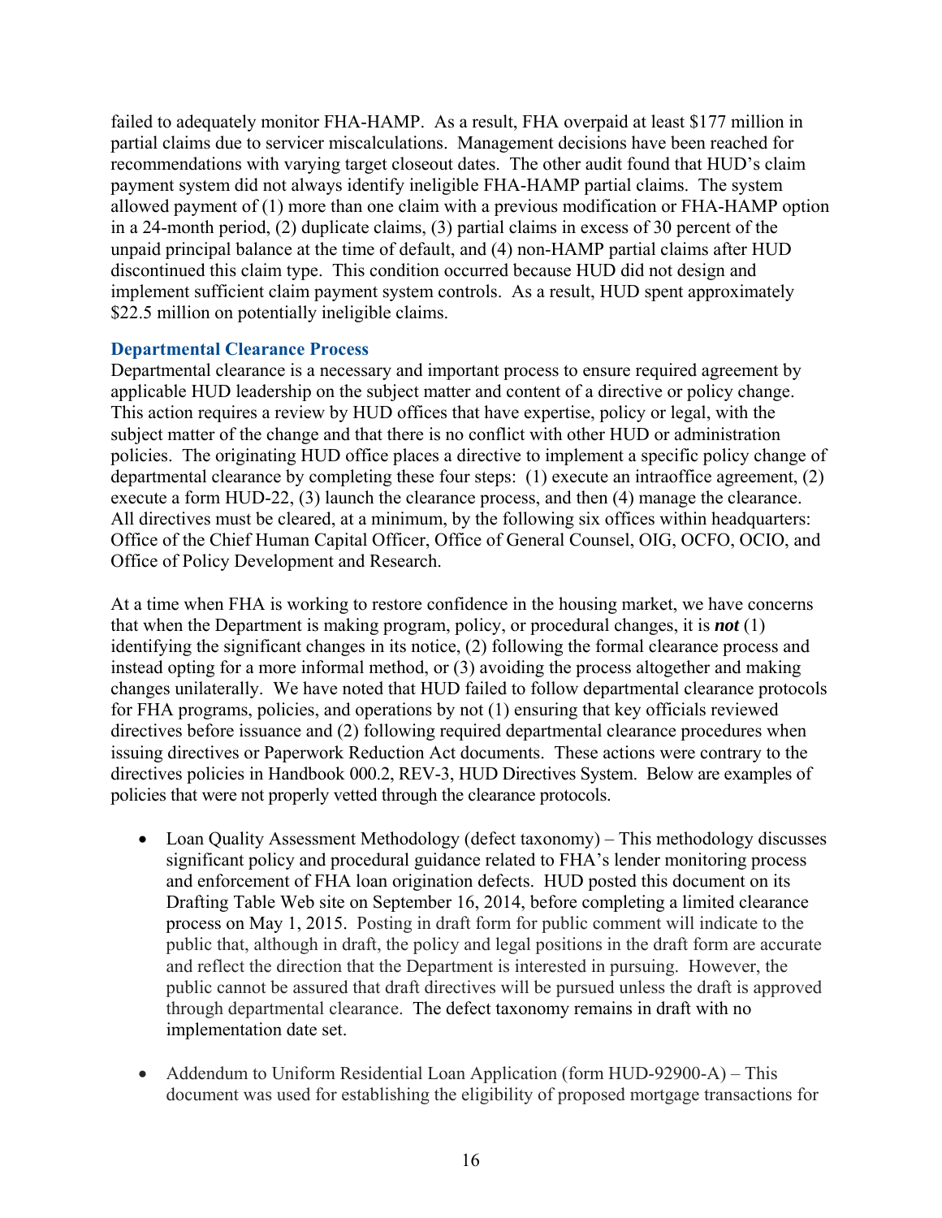failed to adequately monitor FHA-HAMP. As a result, FHA overpaid at least $177 million in partial claims due to servicer miscalculations. Management decisions have been reached for recommendations with varying target closeout dates. The other audit found that HUD's claim payment system did not always identify ineligible FHA-HAMP partial claims. The system allowed payment of (1) more than one claim with a previous modification or FHA-HAMP option in a 24-month period, (2) duplicate claims, (3) partial claims in excess of 30 percent of the unpaid principal balance at the time of default, and (4) non-HAMP partial claims after HUD discontinued this claim type. This condition occurred because HUD did not design and implement sufficient claim payment system controls. As a result, HUD spent approximately $22.5 million on potentially ineligible claims.

### Departmental Clearance Process

Departmental clearance is a necessary and important process to ensure required agreement by applicable HUD leadership on the subject matter and content of a directive or policy change. This action requires a review by HUD offices that have expertise, policy or legal, with the subject matter of the change and that there is no conflict with other HUD or administration policies. The originating HUD office places a directive to implement a specific policy change of departmental clearance by completing these four steps: (1) execute an intraoffice agreement, (2) execute a form HUD-22, (3) launch the clearance process, and then (4) manage the clearance. All directives must be cleared, at a minimum, by the following six offices within headquarters: Office of the Chief Human Capital Officer, Office of General Counsel, OIG, OCFO, OCIO, and Office of Policy Development and Research.

At a time when FHA is working to restore confidence in the housing market, we have concerns that when the Department is making program, policy, or procedural changes, it is ***not*** (1) identifying the significant changes in its notice, (2) following the formal clearance process and instead opting for a more informal method, or (3) avoiding the process altogether and making changes unilaterally. We have noted that HUD failed to follow departmental clearance protocols for FHA programs, policies, and operations by not (1) ensuring that key officials reviewed directives before issuance and (2) following required departmental clearance procedures when issuing directives or Paperwork Reduction Act documents. These actions were contrary to the directives policies in Handbook 000.2, REV-3, HUD Directives System. Below are examples of policies that were not properly vetted through the clearance protocols.

- Loan Quality Assessment Methodology (defect taxonomy) – This methodology discusses significant policy and procedural guidance related to FHA's lender monitoring process and enforcement of FHA loan origination defects. HUD posted this document on its Drafting Table Web site on September 16, 2014, before completing a limited clearance process on May 1, 2015. Posting in draft form for public comment will indicate to the public that, although in draft, the policy and legal positions in the draft form are accurate and reflect the direction that the Department is interested in pursuing. However, the public cannot be assured that draft directives will be pursued unless the draft is approved through departmental clearance. The defect taxonomy remains in draft with no implementation date set.

- Addendum to Uniform Residential Loan Application (form HUD-92900-A) – This document was used for establishing the eligibility of proposed mortgage transactions for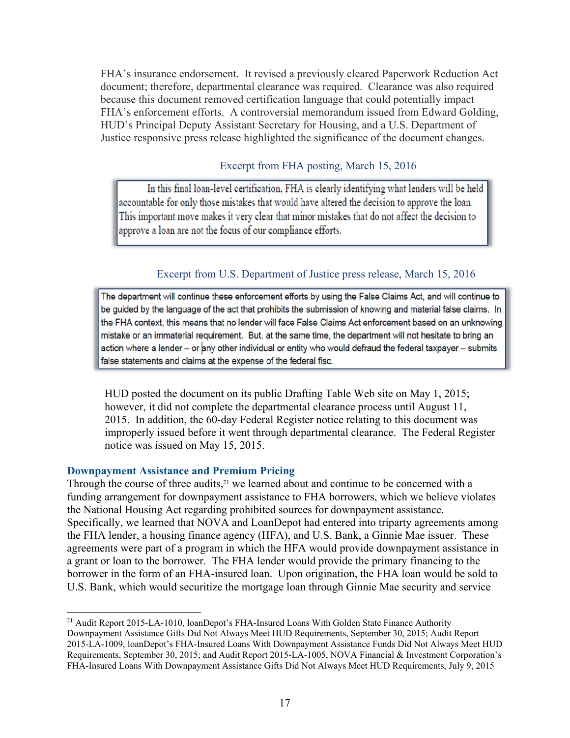FHA's insurance endorsement. It revised a previously cleared Paperwork Reduction Act document; therefore, departmental clearance was required. Clearance was also required because this document removed certification language that could potentially impact FHA's enforcement efforts. A controversial memorandum issued from Edward Golding, HUD's Principal Deputy Assistant Secretary for Housing, and a U.S. Department of Justice responsive press release highlighted the significance of the document changes.

Excerpt from FHA posting, March 15, 2016

> In this final loan-level certification, FHA is clearly identifying what lenders will be held accountable for only those mistakes that would have altered the decision to approve the loan. This important move makes it very clear that minor mistakes that do not affect the decision to approve a loan are not the focus of our compliance efforts.

Excerpt from U.S. Department of Justice press release, March 15, 2016

> The department will continue these enforcement efforts by using the False Claims Act, and will continue to be guided by the language of the act that prohibits the submission of knowing and material false claims. In the FHA context, this means that no lender will face False Claims Act enforcement based on an unknowing mistake or an immaterial requirement. But, at the same time, the department will not hesitate to bring an action where a lender – or any other individual or entity who would defraud the federal taxpayer – submits false statements and claims at the expense of the federal fisc.

HUD posted the document on its public Drafting Table Web site on May 1, 2015; however, it did not complete the departmental clearance process until August 11, 2015. In addition, the 60-day Federal Register notice relating to this document was improperly issued before it went through departmental clearance. The Federal Register notice was issued on May 15, 2015.

### Downpayment Assistance and Premium Pricing

Through the course of three audits,[21] we learned about and continue to be concerned with a funding arrangement for downpayment assistance to FHA borrowers, which we believe violates the National Housing Act regarding prohibited sources for downpayment assistance. Specifically, we learned that NOVA and LoanDepot had entered into triparty agreements among the FHA lender, a housing finance agency (HFA), and U.S. Bank, a Ginnie Mae issuer. These agreements were part of a program in which the HFA would provide downpayment assistance in a grant or loan to the borrower. The FHA lender would provide the primary financing to the borrower in the form of an FHA-insured loan. Upon origination, the FHA loan would be sold to U.S. Bank, which would securitize the mortgage loan through Ginnie Mae security and service

---

[21] Audit Report 2015-LA-1010, loanDepot's FHA-Insured Loans With Golden State Finance Authority Downpayment Assistance Gifts Did Not Always Meet HUD Requirements, September 30, 2015; Audit Report 2015-LA-1009, loanDepot's FHA-Insured Loans With Downpayment Assistance Funds Did Not Always Meet HUD Requirements, September 30, 2015; and Audit Report 2015-LA-1005, NOVA Financial & Investment Corporation's FHA-Insured Loans With Downpayment Assistance Gifts Did Not Always Meet HUD Requirements, July 9, 2015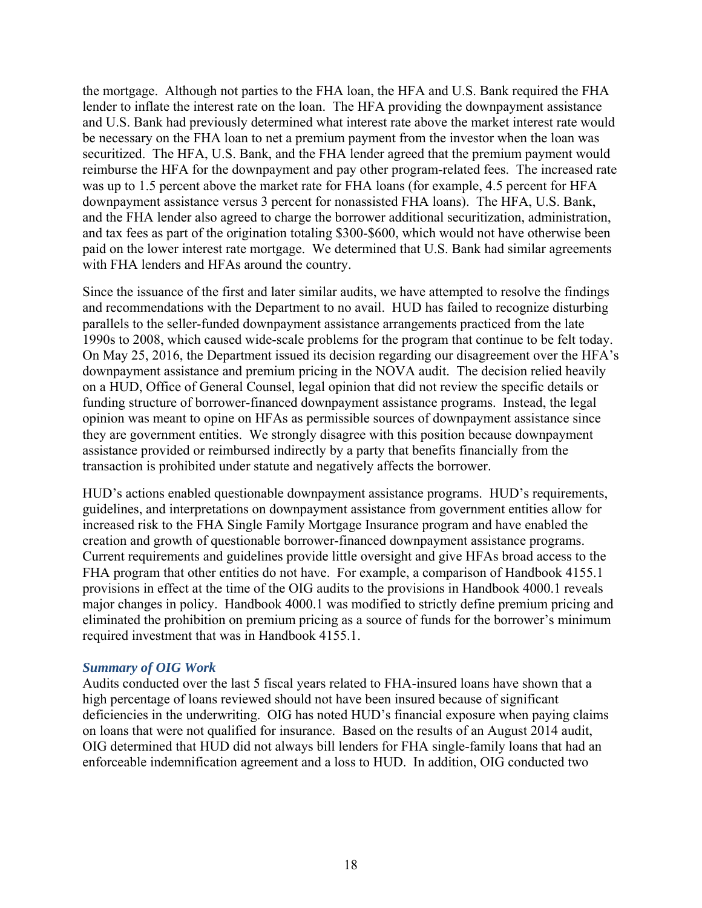the mortgage. Although not parties to the FHA loan, the HFA and U.S. Bank required the FHA lender to inflate the interest rate on the loan. The HFA providing the downpayment assistance and U.S. Bank had previously determined what interest rate above the market interest rate would be necessary on the FHA loan to net a premium payment from the investor when the loan was securitized. The HFA, U.S. Bank, and the FHA lender agreed that the premium payment would reimburse the HFA for the downpayment and pay other program-related fees. The increased rate was up to 1.5 percent above the market rate for FHA loans (for example, 4.5 percent for HFA downpayment assistance versus 3 percent for nonassisted FHA loans). The HFA, U.S. Bank, and the FHA lender also agreed to charge the borrower additional securitization, administration, and tax fees as part of the origination totaling $300-$600, which would not have otherwise been paid on the lower interest rate mortgage. We determined that U.S. Bank had similar agreements with FHA lenders and HFAs around the country.

Since the issuance of the first and later similar audits, we have attempted to resolve the findings and recommendations with the Department to no avail. HUD has failed to recognize disturbing parallels to the seller-funded downpayment assistance arrangements practiced from the late 1990s to 2008, which caused wide-scale problems for the program that continue to be felt today. On May 25, 2016, the Department issued its decision regarding our disagreement over the HFA's downpayment assistance and premium pricing in the NOVA audit. The decision relied heavily on a HUD, Office of General Counsel, legal opinion that did not review the specific details or funding structure of borrower-financed downpayment assistance programs. Instead, the legal opinion was meant to opine on HFAs as permissible sources of downpayment assistance since they are government entities. We strongly disagree with this position because downpayment assistance provided or reimbursed indirectly by a party that benefits financially from the transaction is prohibited under statute and negatively affects the borrower.

HUD's actions enabled questionable downpayment assistance programs. HUD's requirements, guidelines, and interpretations on downpayment assistance from government entities allow for increased risk to the FHA Single Family Mortgage Insurance program and have enabled the creation and growth of questionable borrower-financed downpayment assistance programs. Current requirements and guidelines provide little oversight and give HFAs broad access to the FHA program that other entities do not have. For example, a comparison of Handbook 4155.1 provisions in effect at the time of the OIG audits to the provisions in Handbook 4000.1 reveals major changes in policy. Handbook 4000.1 was modified to strictly define premium pricing and eliminated the prohibition on premium pricing as a source of funds for the borrower's minimum required investment that was in Handbook 4155.1.

### *Summary of OIG Work*

Audits conducted over the last 5 fiscal years related to FHA-insured loans have shown that a high percentage of loans reviewed should not have been insured because of significant deficiencies in the underwriting. OIG has noted HUD's financial exposure when paying claims on loans that were not qualified for insurance. Based on the results of an August 2014 audit, OIG determined that HUD did not always bill lenders for FHA single-family loans that had an enforceable indemnification agreement and a loss to HUD. In addition, OIG conducted two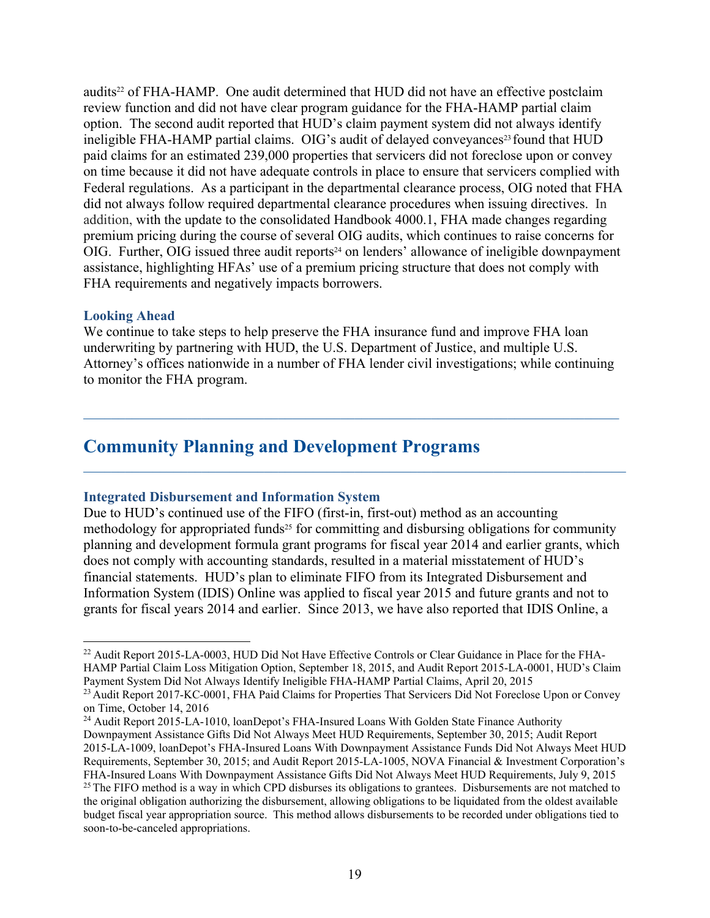audits[22] of FHA-HAMP. One audit determined that HUD did not have an effective postclaim review function and did not have clear program guidance for the FHA-HAMP partial claim option. The second audit reported that HUD's claim payment system did not always identify ineligible FHA-HAMP partial claims. OIG's audit of delayed conveyances[23] found that HUD paid claims for an estimated 239,000 properties that servicers did not foreclose upon or convey on time because it did not have adequate controls in place to ensure that servicers complied with Federal regulations. As a participant in the departmental clearance process, OIG noted that FHA did not always follow required departmental clearance procedures when issuing directives. In addition, with the update to the consolidated Handbook 4000.1, FHA made changes regarding premium pricing during the course of several OIG audits, which continues to raise concerns for OIG. Further, OIG issued three audit reports[24] on lenders' allowance of ineligible downpayment assistance, highlighting HFAs' use of a premium pricing structure that does not comply with FHA requirements and negatively impacts borrowers.

### Looking Ahead

We continue to take steps to help preserve the FHA insurance fund and improve FHA loan underwriting by partnering with HUD, the U.S. Department of Justice, and multiple U.S. Attorney's offices nationwide in a number of FHA lender civil investigations; while continuing to monitor the FHA program.

---

## Community Planning and Development Programs

---

### Integrated Disbursement and Information System

Due to HUD's continued use of the FIFO (first-in, first-out) method as an accounting methodology for appropriated funds[25] for committing and disbursing obligations for community planning and development formula grant programs for fiscal year 2014 and earlier grants, which does not comply with accounting standards, resulted in a material misstatement of HUD's financial statements. HUD's plan to eliminate FIFO from its Integrated Disbursement and Information System (IDIS) Online was applied to fiscal year 2015 and future grants and not to grants for fiscal years 2014 and earlier. Since 2013, we have also reported that IDIS Online, a

---

[22] Audit Report 2015-LA-0003, HUD Did Not Have Effective Controls or Clear Guidance in Place for the FHA-HAMP Partial Claim Loss Mitigation Option, September 18, 2015, and Audit Report 2015-LA-0001, HUD's Claim Payment System Did Not Always Identify Ineligible FHA-HAMP Partial Claims, April 20, 2015

[23] Audit Report 2017-KC-0001, FHA Paid Claims for Properties That Servicers Did Not Foreclose Upon or Convey on Time, October 14, 2016

[24] Audit Report 2015-LA-1010, loanDepot's FHA-Insured Loans With Golden State Finance Authority Downpayment Assistance Gifts Did Not Always Meet HUD Requirements, September 30, 2015; Audit Report 2015-LA-1009, loanDepot's FHA-Insured Loans With Downpayment Assistance Funds Did Not Always Meet HUD Requirements, September 30, 2015; and Audit Report 2015-LA-1005, NOVA Financial & Investment Corporation's FHA-Insured Loans With Downpayment Assistance Gifts Did Not Always Meet HUD Requirements, July 9, 2015

[25] The FIFO method is a way in which CPD disburses its obligations to grantees. Disbursements are not matched to the original obligation authorizing the disbursement, allowing obligations to be liquidated from the oldest available budget fiscal year appropriation source. This method allows disbursements to be recorded under obligations tied to soon-to-be-canceled appropriations.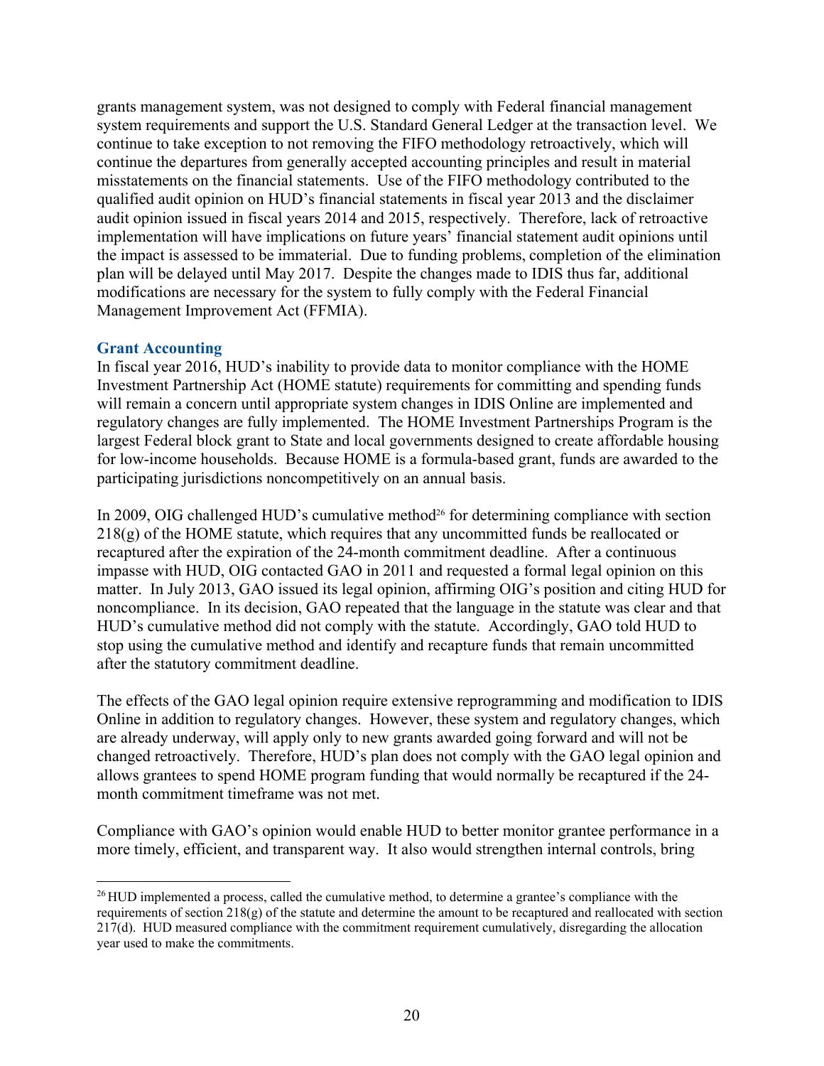grants management system, was not designed to comply with Federal financial management system requirements and support the U.S. Standard General Ledger at the transaction level. We continue to take exception to not removing the FIFO methodology retroactively, which will continue the departures from generally accepted accounting principles and result in material misstatements on the financial statements. Use of the FIFO methodology contributed to the qualified audit opinion on HUD's financial statements in fiscal year 2013 and the disclaimer audit opinion issued in fiscal years 2014 and 2015, respectively. Therefore, lack of retroactive implementation will have implications on future years' financial statement audit opinions until the impact is assessed to be immaterial. Due to funding problems, completion of the elimination plan will be delayed until May 2017. Despite the changes made to IDIS thus far, additional modifications are necessary for the system to fully comply with the Federal Financial Management Improvement Act (FFMIA).

### Grant Accounting

In fiscal year 2016, HUD's inability to provide data to monitor compliance with the HOME Investment Partnership Act (HOME statute) requirements for committing and spending funds will remain a concern until appropriate system changes in IDIS Online are implemented and regulatory changes are fully implemented. The HOME Investment Partnerships Program is the largest Federal block grant to State and local governments designed to create affordable housing for low-income households. Because HOME is a formula-based grant, funds are awarded to the participating jurisdictions noncompetitively on an annual basis.

In 2009, OIG challenged HUD's cumulative method[26] for determining compliance with section 218(g) of the HOME statute, which requires that any uncommitted funds be reallocated or recaptured after the expiration of the 24-month commitment deadline. After a continuous impasse with HUD, OIG contacted GAO in 2011 and requested a formal legal opinion on this matter. In July 2013, GAO issued its legal opinion, affirming OIG's position and citing HUD for noncompliance. In its decision, GAO repeated that the language in the statute was clear and that HUD's cumulative method did not comply with the statute. Accordingly, GAO told HUD to stop using the cumulative method and identify and recapture funds that remain uncommitted after the statutory commitment deadline.

The effects of the GAO legal opinion require extensive reprogramming and modification to IDIS Online in addition to regulatory changes. However, these system and regulatory changes, which are already underway, will apply only to new grants awarded going forward and will not be changed retroactively. Therefore, HUD's plan does not comply with the GAO legal opinion and allows grantees to spend HOME program funding that would normally be recaptured if the 24-month commitment timeframe was not met.

Compliance with GAO's opinion would enable HUD to better monitor grantee performance in a more timely, efficient, and transparent way. It also would strengthen internal controls, bring

[26] HUD implemented a process, called the cumulative method, to determine a grantee's compliance with the requirements of section 218(g) of the statute and determine the amount to be recaptured and reallocated with section 217(d). HUD measured compliance with the commitment requirement cumulatively, disregarding the allocation year used to make the commitments.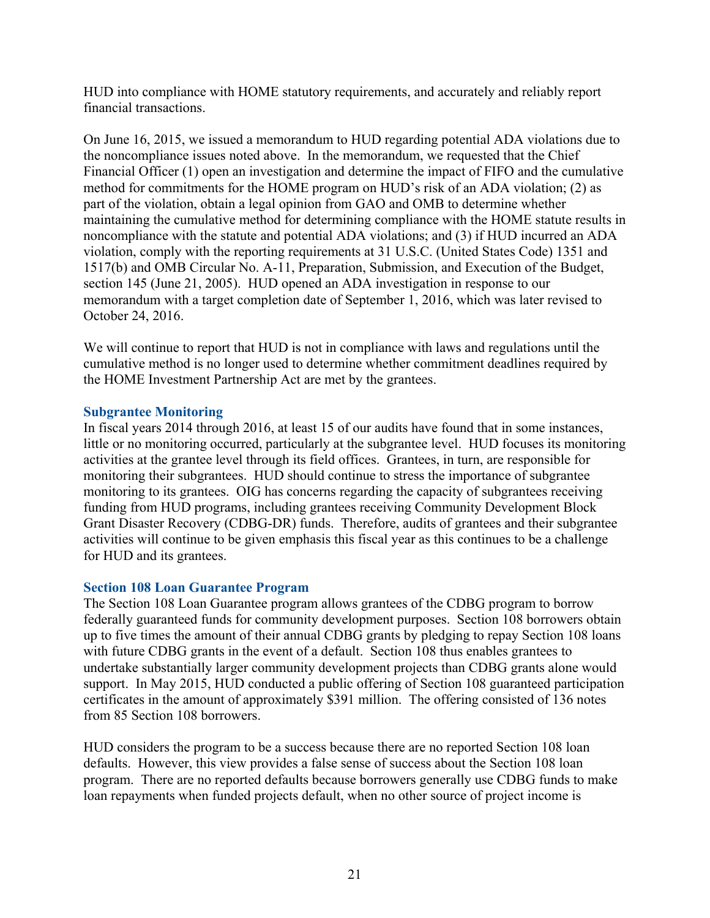HUD into compliance with HOME statutory requirements, and accurately and reliably report financial transactions.

On June 16, 2015, we issued a memorandum to HUD regarding potential ADA violations due to the noncompliance issues noted above. In the memorandum, we requested that the Chief Financial Officer (1) open an investigation and determine the impact of FIFO and the cumulative method for commitments for the HOME program on HUD's risk of an ADA violation; (2) as part of the violation, obtain a legal opinion from GAO and OMB to determine whether maintaining the cumulative method for determining compliance with the HOME statute results in noncompliance with the statute and potential ADA violations; and (3) if HUD incurred an ADA violation, comply with the reporting requirements at 31 U.S.C. (United States Code) 1351 and 1517(b) and OMB Circular No. A-11, Preparation, Submission, and Execution of the Budget, section 145 (June 21, 2005). HUD opened an ADA investigation in response to our memorandum with a target completion date of September 1, 2016, which was later revised to October 24, 2016.

We will continue to report that HUD is not in compliance with laws and regulations until the cumulative method is no longer used to determine whether commitment deadlines required by the HOME Investment Partnership Act are met by the grantees.

### Subgrantee Monitoring

In fiscal years 2014 through 2016, at least 15 of our audits have found that in some instances, little or no monitoring occurred, particularly at the subgrantee level. HUD focuses its monitoring activities at the grantee level through its field offices. Grantees, in turn, are responsible for monitoring their subgrantees. HUD should continue to stress the importance of subgrantee monitoring to its grantees. OIG has concerns regarding the capacity of subgrantees receiving funding from HUD programs, including grantees receiving Community Development Block Grant Disaster Recovery (CDBG-DR) funds. Therefore, audits of grantees and their subgrantee activities will continue to be given emphasis this fiscal year as this continues to be a challenge for HUD and its grantees.

### Section 108 Loan Guarantee Program

The Section 108 Loan Guarantee program allows grantees of the CDBG program to borrow federally guaranteed funds for community development purposes. Section 108 borrowers obtain up to five times the amount of their annual CDBG grants by pledging to repay Section 108 loans with future CDBG grants in the event of a default. Section 108 thus enables grantees to undertake substantially larger community development projects than CDBG grants alone would support. In May 2015, HUD conducted a public offering of Section 108 guaranteed participation certificates in the amount of approximately $391 million. The offering consisted of 136 notes from 85 Section 108 borrowers.

HUD considers the program to be a success because there are no reported Section 108 loan defaults. However, this view provides a false sense of success about the Section 108 loan program. There are no reported defaults because borrowers generally use CDBG funds to make loan repayments when funded projects default, when no other source of project income is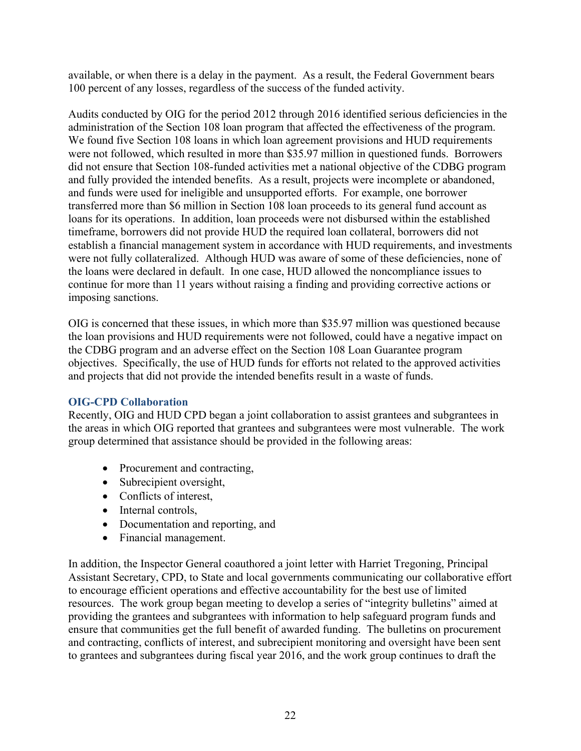available, or when there is a delay in the payment. As a result, the Federal Government bears 100 percent of any losses, regardless of the success of the funded activity.

Audits conducted by OIG for the period 2012 through 2016 identified serious deficiencies in the administration of the Section 108 loan program that affected the effectiveness of the program. We found five Section 108 loans in which loan agreement provisions and HUD requirements were not followed, which resulted in more than $35.97 million in questioned funds. Borrowers did not ensure that Section 108-funded activities met a national objective of the CDBG program and fully provided the intended benefits. As a result, projects were incomplete or abandoned, and funds were used for ineligible and unsupported efforts. For example, one borrower transferred more than $6 million in Section 108 loan proceeds to its general fund account as loans for its operations. In addition, loan proceeds were not disbursed within the established timeframe, borrowers did not provide HUD the required loan collateral, borrowers did not establish a financial management system in accordance with HUD requirements, and investments were not fully collateralized. Although HUD was aware of some of these deficiencies, none of the loans were declared in default. In one case, HUD allowed the noncompliance issues to continue for more than 11 years without raising a finding and providing corrective actions or imposing sanctions.

OIG is concerned that these issues, in which more than $35.97 million was questioned because the loan provisions and HUD requirements were not followed, could have a negative impact on the CDBG program and an adverse effect on the Section 108 Loan Guarantee program objectives. Specifically, the use of HUD funds for efforts not related to the approved activities and projects that did not provide the intended benefits result in a waste of funds.

### OIG-CPD Collaboration

Recently, OIG and HUD CPD began a joint collaboration to assist grantees and subgrantees in the areas in which OIG reported that grantees and subgrantees were most vulnerable. The work group determined that assistance should be provided in the following areas:

- Procurement and contracting,
- Subrecipient oversight,
- Conflicts of interest,
- Internal controls,
- Documentation and reporting, and
- Financial management.

In addition, the Inspector General coauthored a joint letter with Harriet Tregoning, Principal Assistant Secretary, CPD, to State and local governments communicating our collaborative effort to encourage efficient operations and effective accountability for the best use of limited resources. The work group began meeting to develop a series of "integrity bulletins" aimed at providing the grantees and subgrantees with information to help safeguard program funds and ensure that communities get the full benefit of awarded funding. The bulletins on procurement and contracting, conflicts of interest, and subrecipient monitoring and oversight have been sent to grantees and subgrantees during fiscal year 2016, and the work group continues to draft the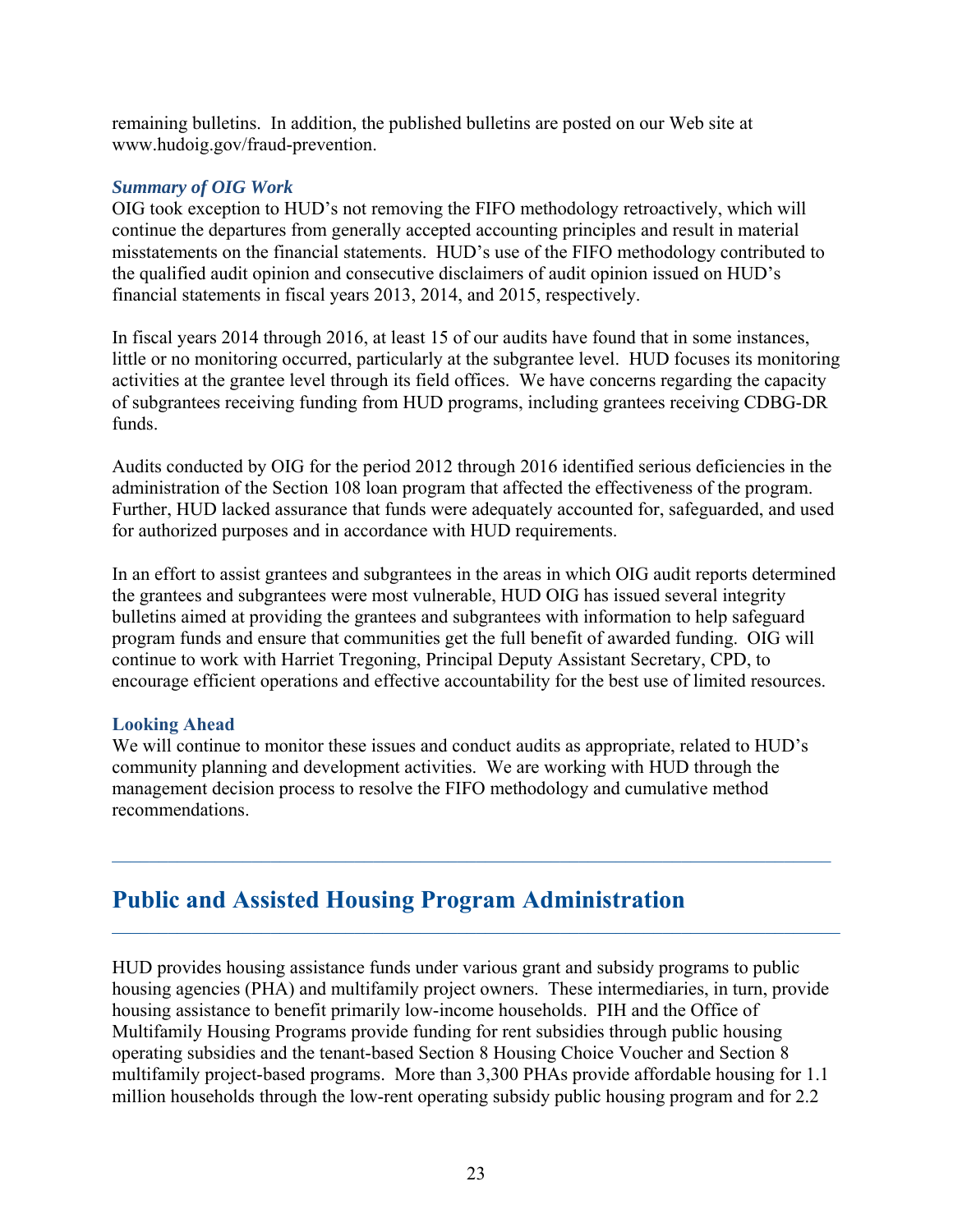remaining bulletins. In addition, the published bulletins are posted on our Web site at www.hudoig.gov/fraud-prevention.

### *Summary of OIG Work*

OIG took exception to HUD's not removing the FIFO methodology retroactively, which will continue the departures from generally accepted accounting principles and result in material misstatements on the financial statements. HUD's use of the FIFO methodology contributed to the qualified audit opinion and consecutive disclaimers of audit opinion issued on HUD's financial statements in fiscal years 2013, 2014, and 2015, respectively.

In fiscal years 2014 through 2016, at least 15 of our audits have found that in some instances, little or no monitoring occurred, particularly at the subgrantee level. HUD focuses its monitoring activities at the grantee level through its field offices. We have concerns regarding the capacity of subgrantees receiving funding from HUD programs, including grantees receiving CDBG-DR funds.

Audits conducted by OIG for the period 2012 through 2016 identified serious deficiencies in the administration of the Section 108 loan program that affected the effectiveness of the program. Further, HUD lacked assurance that funds were adequately accounted for, safeguarded, and used for authorized purposes and in accordance with HUD requirements.

In an effort to assist grantees and subgrantees in the areas in which OIG audit reports determined the grantees and subgrantees were most vulnerable, HUD OIG has issued several integrity bulletins aimed at providing the grantees and subgrantees with information to help safeguard program funds and ensure that communities get the full benefit of awarded funding. OIG will continue to work with Harriet Tregoning, Principal Deputy Assistant Secretary, CPD, to encourage efficient operations and effective accountability for the best use of limited resources.

### Looking Ahead

We will continue to monitor these issues and conduct audits as appropriate, related to HUD's community planning and development activities. We are working with HUD through the management decision process to resolve the FIFO methodology and cumulative method recommendations.

---

## Public and Assisted Housing Program Administration

---

HUD provides housing assistance funds under various grant and subsidy programs to public housing agencies (PHA) and multifamily project owners. These intermediaries, in turn, provide housing assistance to benefit primarily low-income households. PIH and the Office of Multifamily Housing Programs provide funding for rent subsidies through public housing operating subsidies and the tenant-based Section 8 Housing Choice Voucher and Section 8 multifamily project-based programs. More than 3,300 PHAs provide affordable housing for 1.1 million households through the low-rent operating subsidy public housing program and for 2.2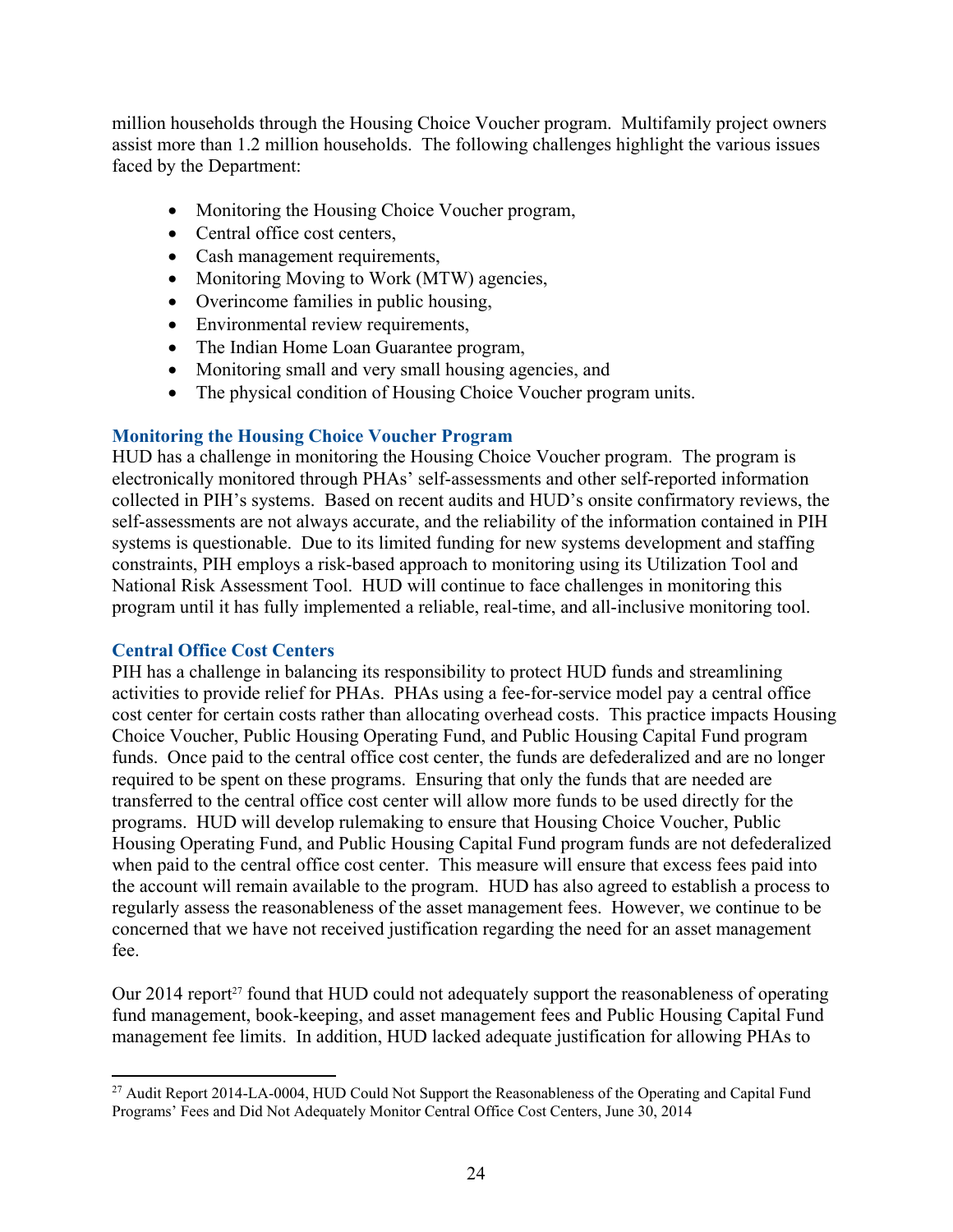million households through the Housing Choice Voucher program. Multifamily project owners assist more than 1.2 million households. The following challenges highlight the various issues faced by the Department:

- Monitoring the Housing Choice Voucher program,
- Central office cost centers,
- Cash management requirements,
- Monitoring Moving to Work (MTW) agencies,
- Overincome families in public housing,
- Environmental review requirements,
- The Indian Home Loan Guarantee program,
- Monitoring small and very small housing agencies, and
- The physical condition of Housing Choice Voucher program units.

### Monitoring the Housing Choice Voucher Program

HUD has a challenge in monitoring the Housing Choice Voucher program. The program is electronically monitored through PHAs' self-assessments and other self-reported information collected in PIH's systems. Based on recent audits and HUD's onsite confirmatory reviews, the self-assessments are not always accurate, and the reliability of the information contained in PIH systems is questionable. Due to its limited funding for new systems development and staffing constraints, PIH employs a risk-based approach to monitoring using its Utilization Tool and National Risk Assessment Tool. HUD will continue to face challenges in monitoring this program until it has fully implemented a reliable, real-time, and all-inclusive monitoring tool.

### Central Office Cost Centers

PIH has a challenge in balancing its responsibility to protect HUD funds and streamlining activities to provide relief for PHAs. PHAs using a fee-for-service model pay a central office cost center for certain costs rather than allocating overhead costs. This practice impacts Housing Choice Voucher, Public Housing Operating Fund, and Public Housing Capital Fund program funds. Once paid to the central office cost center, the funds are defederalized and are no longer required to be spent on these programs. Ensuring that only the funds that are needed are transferred to the central office cost center will allow more funds to be used directly for the programs. HUD will develop rulemaking to ensure that Housing Choice Voucher, Public Housing Operating Fund, and Public Housing Capital Fund program funds are not defederalized when paid to the central office cost center. This measure will ensure that excess fees paid into the account will remain available to the program. HUD has also agreed to establish a process to regularly assess the reasonableness of the asset management fees. However, we continue to be concerned that we have not received justification regarding the need for an asset management fee.

Our 2014 report[27] found that HUD could not adequately support the reasonableness of operating fund management, book-keeping, and asset management fees and Public Housing Capital Fund management fee limits. In addition, HUD lacked adequate justification for allowing PHAs to

---

[27] Audit Report 2014-LA-0004, HUD Could Not Support the Reasonableness of the Operating and Capital Fund Programs' Fees and Did Not Adequately Monitor Central Office Cost Centers, June 30, 2014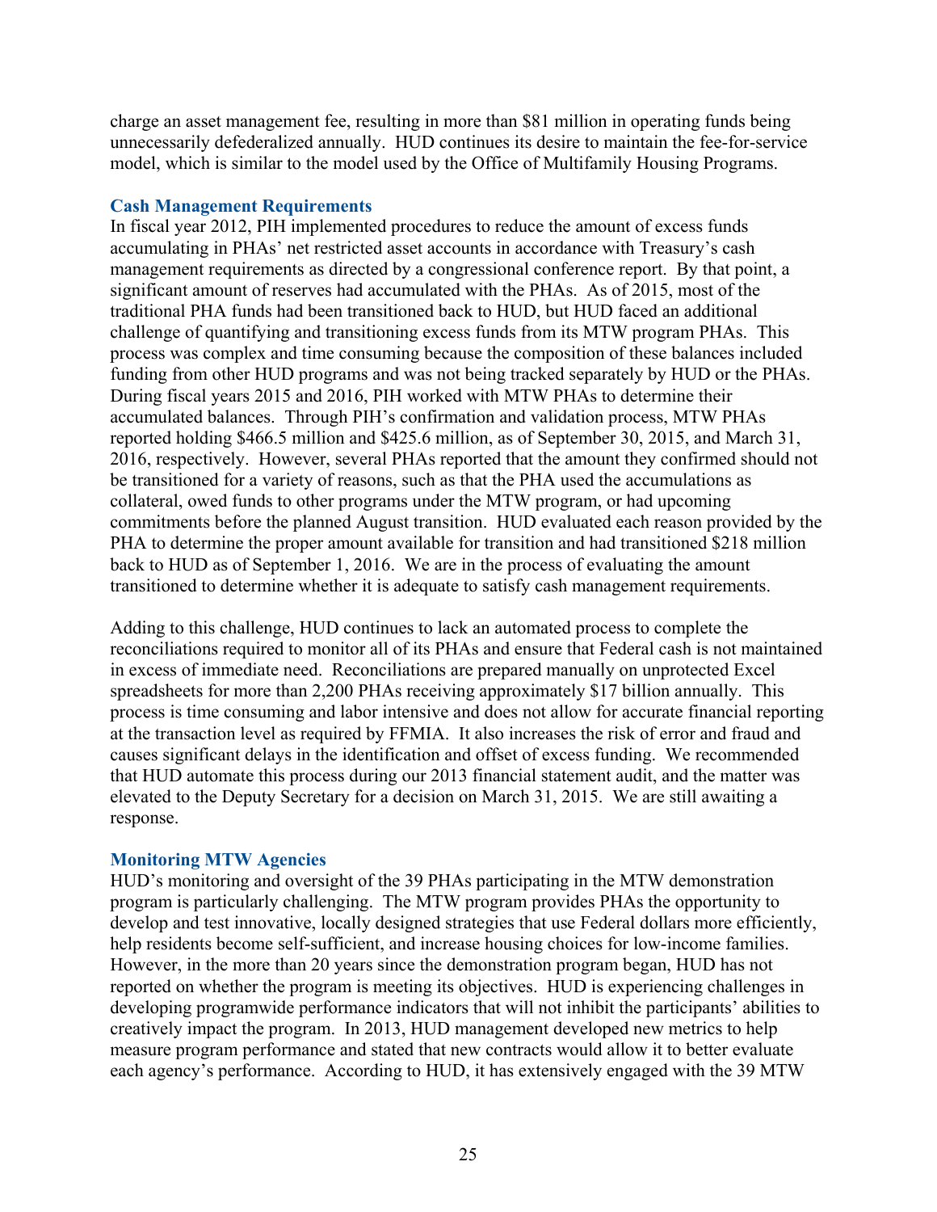charge an asset management fee, resulting in more than $81 million in operating funds being unnecessarily defederalized annually. HUD continues its desire to maintain the fee-for-service model, which is similar to the model used by the Office of Multifamily Housing Programs.

### Cash Management Requirements

In fiscal year 2012, PIH implemented procedures to reduce the amount of excess funds accumulating in PHAs' net restricted asset accounts in accordance with Treasury's cash management requirements as directed by a congressional conference report. By that point, a significant amount of reserves had accumulated with the PHAs. As of 2015, most of the traditional PHA funds had been transitioned back to HUD, but HUD faced an additional challenge of quantifying and transitioning excess funds from its MTW program PHAs. This process was complex and time consuming because the composition of these balances included funding from other HUD programs and was not being tracked separately by HUD or the PHAs. During fiscal years 2015 and 2016, PIH worked with MTW PHAs to determine their accumulated balances. Through PIH's confirmation and validation process, MTW PHAs reported holding $466.5 million and $425.6 million, as of September 30, 2015, and March 31, 2016, respectively. However, several PHAs reported that the amount they confirmed should not be transitioned for a variety of reasons, such as that the PHA used the accumulations as collateral, owed funds to other programs under the MTW program, or had upcoming commitments before the planned August transition. HUD evaluated each reason provided by the PHA to determine the proper amount available for transition and had transitioned $218 million back to HUD as of September 1, 2016. We are in the process of evaluating the amount transitioned to determine whether it is adequate to satisfy cash management requirements.

Adding to this challenge, HUD continues to lack an automated process to complete the reconciliations required to monitor all of its PHAs and ensure that Federal cash is not maintained in excess of immediate need. Reconciliations are prepared manually on unprotected Excel spreadsheets for more than 2,200 PHAs receiving approximately $17 billion annually. This process is time consuming and labor intensive and does not allow for accurate financial reporting at the transaction level as required by FFMIA. It also increases the risk of error and fraud and causes significant delays in the identification and offset of excess funding. We recommended that HUD automate this process during our 2013 financial statement audit, and the matter was elevated to the Deputy Secretary for a decision on March 31, 2015. We are still awaiting a response.

### Monitoring MTW Agencies

HUD's monitoring and oversight of the 39 PHAs participating in the MTW demonstration program is particularly challenging. The MTW program provides PHAs the opportunity to develop and test innovative, locally designed strategies that use Federal dollars more efficiently, help residents become self-sufficient, and increase housing choices for low-income families. However, in the more than 20 years since the demonstration program began, HUD has not reported on whether the program is meeting its objectives. HUD is experiencing challenges in developing programwide performance indicators that will not inhibit the participants' abilities to creatively impact the program. In 2013, HUD management developed new metrics to help measure program performance and stated that new contracts would allow it to better evaluate each agency's performance. According to HUD, it has extensively engaged with the 39 MTW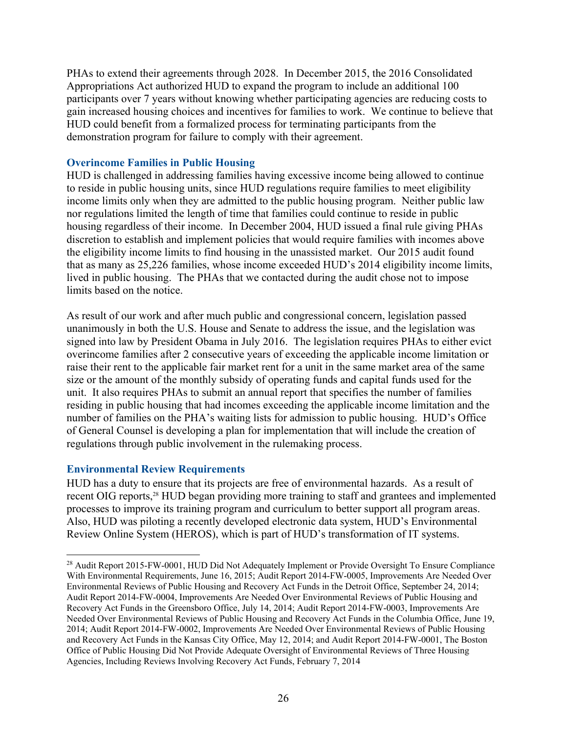PHAs to extend their agreements through 2028. In December 2015, the 2016 Consolidated Appropriations Act authorized HUD to expand the program to include an additional 100 participants over 7 years without knowing whether participating agencies are reducing costs to gain increased housing choices and incentives for families to work. We continue to believe that HUD could benefit from a formalized process for terminating participants from the demonstration program for failure to comply with their agreement.

### Overincome Families in Public Housing

HUD is challenged in addressing families having excessive income being allowed to continue to reside in public housing units, since HUD regulations require families to meet eligibility income limits only when they are admitted to the public housing program. Neither public law nor regulations limited the length of time that families could continue to reside in public housing regardless of their income. In December 2004, HUD issued a final rule giving PHAs discretion to establish and implement policies that would require families with incomes above the eligibility income limits to find housing in the unassisted market. Our 2015 audit found that as many as 25,226 families, whose income exceeded HUD's 2014 eligibility income limits, lived in public housing. The PHAs that we contacted during the audit chose not to impose limits based on the notice.

As result of our work and after much public and congressional concern, legislation passed unanimously in both the U.S. House and Senate to address the issue, and the legislation was signed into law by President Obama in July 2016. The legislation requires PHAs to either evict overincome families after 2 consecutive years of exceeding the applicable income limitation or raise their rent to the applicable fair market rent for a unit in the same market area of the same size or the amount of the monthly subsidy of operating funds and capital funds used for the unit. It also requires PHAs to submit an annual report that specifies the number of families residing in public housing that had incomes exceeding the applicable income limitation and the number of families on the PHA's waiting lists for admission to public housing. HUD's Office of General Counsel is developing a plan for implementation that will include the creation of regulations through public involvement in the rulemaking process.

### Environmental Review Requirements

HUD has a duty to ensure that its projects are free of environmental hazards. As a result of recent OIG reports,[28] HUD began providing more training to staff and grantees and implemented processes to improve its training program and curriculum to better support all program areas. Also, HUD was piloting a recently developed electronic data system, HUD's Environmental Review Online System (HEROS), which is part of HUD's transformation of IT systems.

---

[28] Audit Report 2015-FW-0001, HUD Did Not Adequately Implement or Provide Oversight To Ensure Compliance With Environmental Requirements, June 16, 2015; Audit Report 2014-FW-0005, Improvements Are Needed Over Environmental Reviews of Public Housing and Recovery Act Funds in the Detroit Office, September 24, 2014; Audit Report 2014-FW-0004, Improvements Are Needed Over Environmental Reviews of Public Housing and Recovery Act Funds in the Greensboro Office, July 14, 2014; Audit Report 2014-FW-0003, Improvements Are Needed Over Environmental Reviews of Public Housing and Recovery Act Funds in the Columbia Office, June 19, 2014; Audit Report 2014-FW-0002, Improvements Are Needed Over Environmental Reviews of Public Housing and Recovery Act Funds in the Kansas City Office, May 12, 2014; and Audit Report 2014-FW-0001, The Boston Office of Public Housing Did Not Provide Adequate Oversight of Environmental Reviews of Three Housing Agencies, Including Reviews Involving Recovery Act Funds, February 7, 2014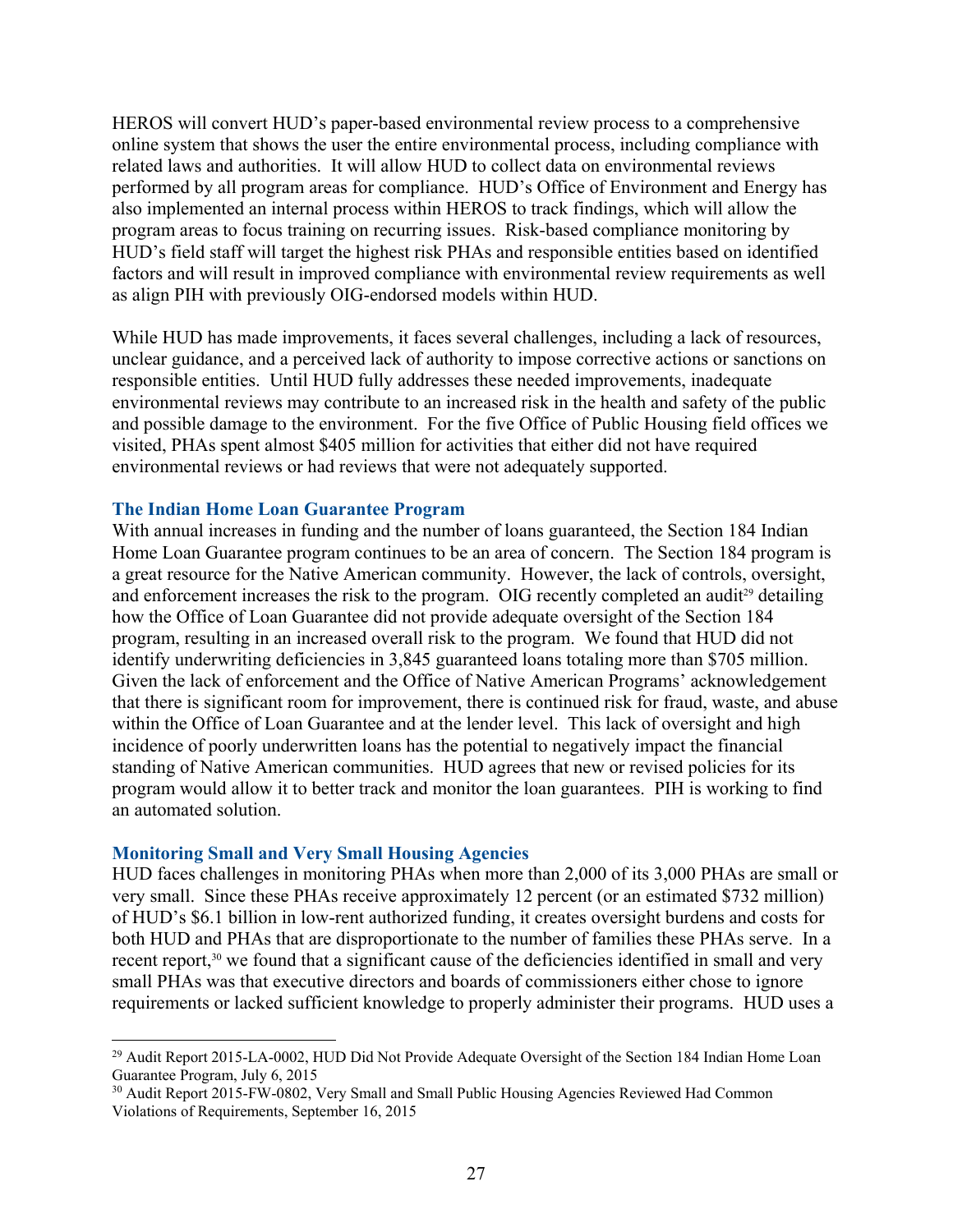HEROS will convert HUD's paper-based environmental review process to a comprehensive online system that shows the user the entire environmental process, including compliance with related laws and authorities. It will allow HUD to collect data on environmental reviews performed by all program areas for compliance. HUD's Office of Environment and Energy has also implemented an internal process within HEROS to track findings, which will allow the program areas to focus training on recurring issues. Risk-based compliance monitoring by HUD's field staff will target the highest risk PHAs and responsible entities based on identified factors and will result in improved compliance with environmental review requirements as well as align PIH with previously OIG-endorsed models within HUD.

While HUD has made improvements, it faces several challenges, including a lack of resources, unclear guidance, and a perceived lack of authority to impose corrective actions or sanctions on responsible entities. Until HUD fully addresses these needed improvements, inadequate environmental reviews may contribute to an increased risk in the health and safety of the public and possible damage to the environment. For the five Office of Public Housing field offices we visited, PHAs spent almost $405 million for activities that either did not have required environmental reviews or had reviews that were not adequately supported.

### The Indian Home Loan Guarantee Program

With annual increases in funding and the number of loans guaranteed, the Section 184 Indian Home Loan Guarantee program continues to be an area of concern. The Section 184 program is a great resource for the Native American community. However, the lack of controls, oversight, and enforcement increases the risk to the program. OIG recently completed an audit[29] detailing how the Office of Loan Guarantee did not provide adequate oversight of the Section 184 program, resulting in an increased overall risk to the program. We found that HUD did not identify underwriting deficiencies in 3,845 guaranteed loans totaling more than $705 million. Given the lack of enforcement and the Office of Native American Programs' acknowledgement that there is significant room for improvement, there is continued risk for fraud, waste, and abuse within the Office of Loan Guarantee and at the lender level. This lack of oversight and high incidence of poorly underwritten loans has the potential to negatively impact the financial standing of Native American communities. HUD agrees that new or revised policies for its program would allow it to better track and monitor the loan guarantees. PIH is working to find an automated solution.

### Monitoring Small and Very Small Housing Agencies

HUD faces challenges in monitoring PHAs when more than 2,000 of its 3,000 PHAs are small or very small. Since these PHAs receive approximately 12 percent (or an estimated $732 million) of HUD's $6.1 billion in low-rent authorized funding, it creates oversight burdens and costs for both HUD and PHAs that are disproportionate to the number of families these PHAs serve. In a recent report,[30] we found that a significant cause of the deficiencies identified in small and very small PHAs was that executive directors and boards of commissioners either chose to ignore requirements or lacked sufficient knowledge to properly administer their programs. HUD uses a

[29] Audit Report 2015-LA-0002, HUD Did Not Provide Adequate Oversight of the Section 184 Indian Home Loan Guarantee Program, July 6, 2015

[30] Audit Report 2015-FW-0802, Very Small and Small Public Housing Agencies Reviewed Had Common Violations of Requirements, September 16, 2015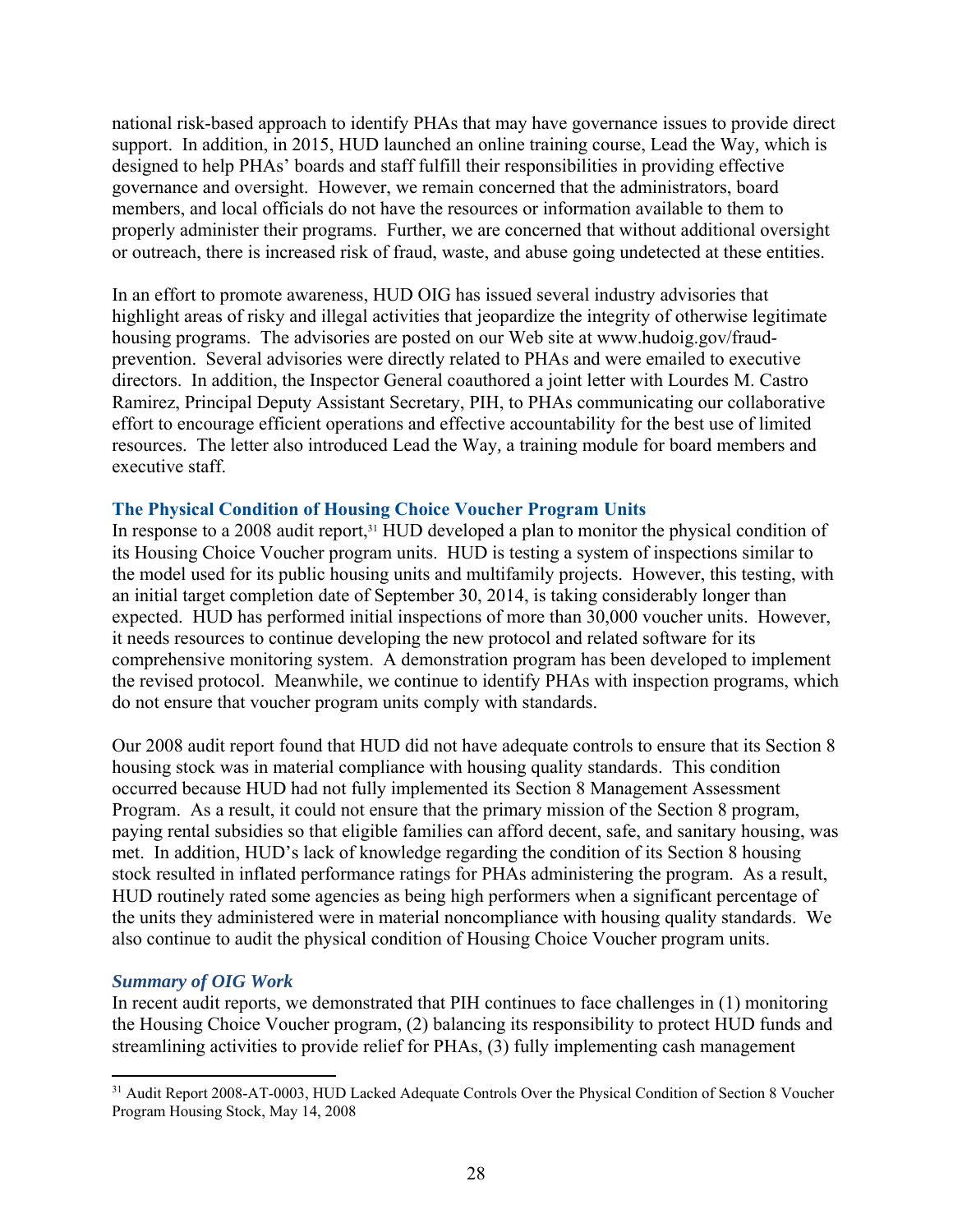national risk-based approach to identify PHAs that may have governance issues to provide direct support. In addition, in 2015, HUD launched an online training course, Lead the Way*,* which is designed to help PHAs' boards and staff fulfill their responsibilities in providing effective governance and oversight. However, we remain concerned that the administrators, board members, and local officials do not have the resources or information available to them to properly administer their programs. Further, we are concerned that without additional oversight or outreach, there is increased risk of fraud, waste, and abuse going undetected at these entities.

In an effort to promote awareness, HUD OIG has issued several industry advisories that highlight areas of risky and illegal activities that jeopardize the integrity of otherwise legitimate housing programs. The advisories are posted on our Web site at www.hudoig.gov/fraud-prevention. Several advisories were directly related to PHAs and were emailed to executive directors. In addition, the Inspector General coauthored a joint letter with Lourdes M. Castro Ramirez, Principal Deputy Assistant Secretary, PIH, to PHAs communicating our collaborative effort to encourage efficient operations and effective accountability for the best use of limited resources. The letter also introduced Lead the Way*,* a training module for board members and executive staff.

### The Physical Condition of Housing Choice Voucher Program Units

In response to a 2008 audit report,[31] HUD developed a plan to monitor the physical condition of its Housing Choice Voucher program units. HUD is testing a system of inspections similar to the model used for its public housing units and multifamily projects. However, this testing, with an initial target completion date of September 30, 2014, is taking considerably longer than expected. HUD has performed initial inspections of more than 30,000 voucher units. However, it needs resources to continue developing the new protocol and related software for its comprehensive monitoring system. A demonstration program has been developed to implement the revised protocol. Meanwhile, we continue to identify PHAs with inspection programs, which do not ensure that voucher program units comply with standards.

Our 2008 audit report found that HUD did not have adequate controls to ensure that its Section 8 housing stock was in material compliance with housing quality standards. This condition occurred because HUD had not fully implemented its Section 8 Management Assessment Program. As a result, it could not ensure that the primary mission of the Section 8 program, paying rental subsidies so that eligible families can afford decent, safe, and sanitary housing, was met. In addition, HUD's lack of knowledge regarding the condition of its Section 8 housing stock resulted in inflated performance ratings for PHAs administering the program. As a result, HUD routinely rated some agencies as being high performers when a significant percentage of the units they administered were in material noncompliance with housing quality standards. We also continue to audit the physical condition of Housing Choice Voucher program units.

#### *Summary of OIG Work*

In recent audit reports, we demonstrated that PIH continues to face challenges in (1) monitoring the Housing Choice Voucher program, (2) balancing its responsibility to protect HUD funds and streamlining activities to provide relief for PHAs, (3) fully implementing cash management

---

[31] Audit Report 2008-AT-0003, HUD Lacked Adequate Controls Over the Physical Condition of Section 8 Voucher Program Housing Stock, May 14, 2008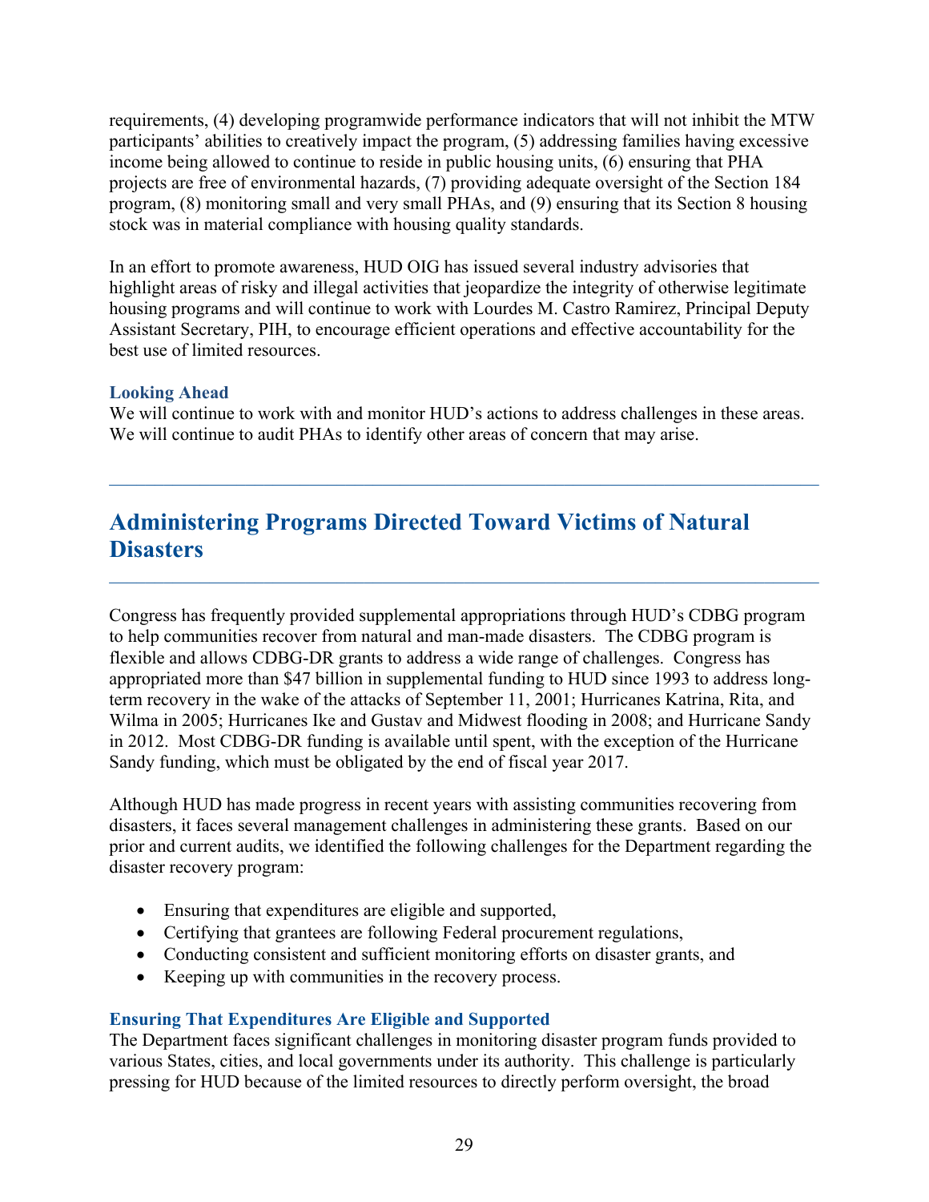requirements, (4) developing programwide performance indicators that will not inhibit the MTW participants' abilities to creatively impact the program, (5) addressing families having excessive income being allowed to continue to reside in public housing units, (6) ensuring that PHA projects are free of environmental hazards, (7) providing adequate oversight of the Section 184 program, (8) monitoring small and very small PHAs, and (9) ensuring that its Section 8 housing stock was in material compliance with housing quality standards.

In an effort to promote awareness, HUD OIG has issued several industry advisories that highlight areas of risky and illegal activities that jeopardize the integrity of otherwise legitimate housing programs and will continue to work with Lourdes M. Castro Ramirez, Principal Deputy Assistant Secretary, PIH, to encourage efficient operations and effective accountability for the best use of limited resources.

### Looking Ahead

We will continue to work with and monitor HUD's actions to address challenges in these areas. We will continue to audit PHAs to identify other areas of concern that may arise.

---

## Administering Programs Directed Toward Victims of Natural Disasters

---

Congress has frequently provided supplemental appropriations through HUD's CDBG program to help communities recover from natural and man-made disasters. The CDBG program is flexible and allows CDBG-DR grants to address a wide range of challenges. Congress has appropriated more than $47 billion in supplemental funding to HUD since 1993 to address long-term recovery in the wake of the attacks of September 11, 2001; Hurricanes Katrina, Rita, and Wilma in 2005; Hurricanes Ike and Gustav and Midwest flooding in 2008; and Hurricane Sandy in 2012. Most CDBG-DR funding is available until spent, with the exception of the Hurricane Sandy funding, which must be obligated by the end of fiscal year 2017.

Although HUD has made progress in recent years with assisting communities recovering from disasters, it faces several management challenges in administering these grants. Based on our prior and current audits, we identified the following challenges for the Department regarding the disaster recovery program:

- Ensuring that expenditures are eligible and supported,
- Certifying that grantees are following Federal procurement regulations,
- Conducting consistent and sufficient monitoring efforts on disaster grants, and
- Keeping up with communities in the recovery process.

### Ensuring That Expenditures Are Eligible and Supported

The Department faces significant challenges in monitoring disaster program funds provided to various States, cities, and local governments under its authority. This challenge is particularly pressing for HUD because of the limited resources to directly perform oversight, the broad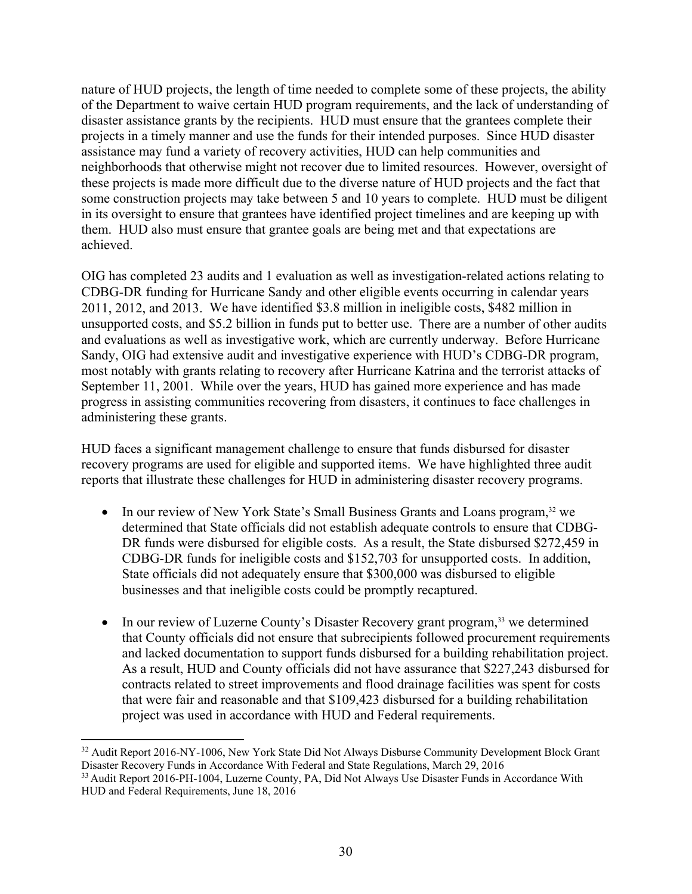nature of HUD projects, the length of time needed to complete some of these projects, the ability of the Department to waive certain HUD program requirements, and the lack of understanding of disaster assistance grants by the recipients. HUD must ensure that the grantees complete their projects in a timely manner and use the funds for their intended purposes. Since HUD disaster assistance may fund a variety of recovery activities, HUD can help communities and neighborhoods that otherwise might not recover due to limited resources. However, oversight of these projects is made more difficult due to the diverse nature of HUD projects and the fact that some construction projects may take between 5 and 10 years to complete. HUD must be diligent in its oversight to ensure that grantees have identified project timelines and are keeping up with them. HUD also must ensure that grantee goals are being met and that expectations are achieved.

OIG has completed 23 audits and 1 evaluation as well as investigation-related actions relating to CDBG-DR funding for Hurricane Sandy and other eligible events occurring in calendar years 2011, 2012, and 2013. We have identified $3.8 million in ineligible costs, $482 million in unsupported costs, and $5.2 billion in funds put to better use. There are a number of other audits and evaluations as well as investigative work, which are currently underway. Before Hurricane Sandy, OIG had extensive audit and investigative experience with HUD's CDBG-DR program, most notably with grants relating to recovery after Hurricane Katrina and the terrorist attacks of September 11, 2001. While over the years, HUD has gained more experience and has made progress in assisting communities recovering from disasters, it continues to face challenges in administering these grants.

HUD faces a significant management challenge to ensure that funds disbursed for disaster recovery programs are used for eligible and supported items. We have highlighted three audit reports that illustrate these challenges for HUD in administering disaster recovery programs.

- In our review of New York State's Small Business Grants and Loans program,[32] we determined that State officials did not establish adequate controls to ensure that CDBG-DR funds were disbursed for eligible costs. As a result, the State disbursed $272,459 in CDBG-DR funds for ineligible costs and $152,703 for unsupported costs. In addition, State officials did not adequately ensure that $300,000 was disbursed to eligible businesses and that ineligible costs could be promptly recaptured.

- In our review of Luzerne County's Disaster Recovery grant program,[33] we determined that County officials did not ensure that subrecipients followed procurement requirements and lacked documentation to support funds disbursed for a building rehabilitation project. As a result, HUD and County officials did not have assurance that $227,243 disbursed for contracts related to street improvements and flood drainage facilities was spent for costs that were fair and reasonable and that $109,423 disbursed for a building rehabilitation project was used in accordance with HUD and Federal requirements.

[32] Audit Report 2016-NY-1006, New York State Did Not Always Disburse Community Development Block Grant Disaster Recovery Funds in Accordance With Federal and State Regulations, March 29, 2016

[33] Audit Report 2016-PH-1004, Luzerne County, PA, Did Not Always Use Disaster Funds in Accordance With HUD and Federal Requirements, June 18, 2016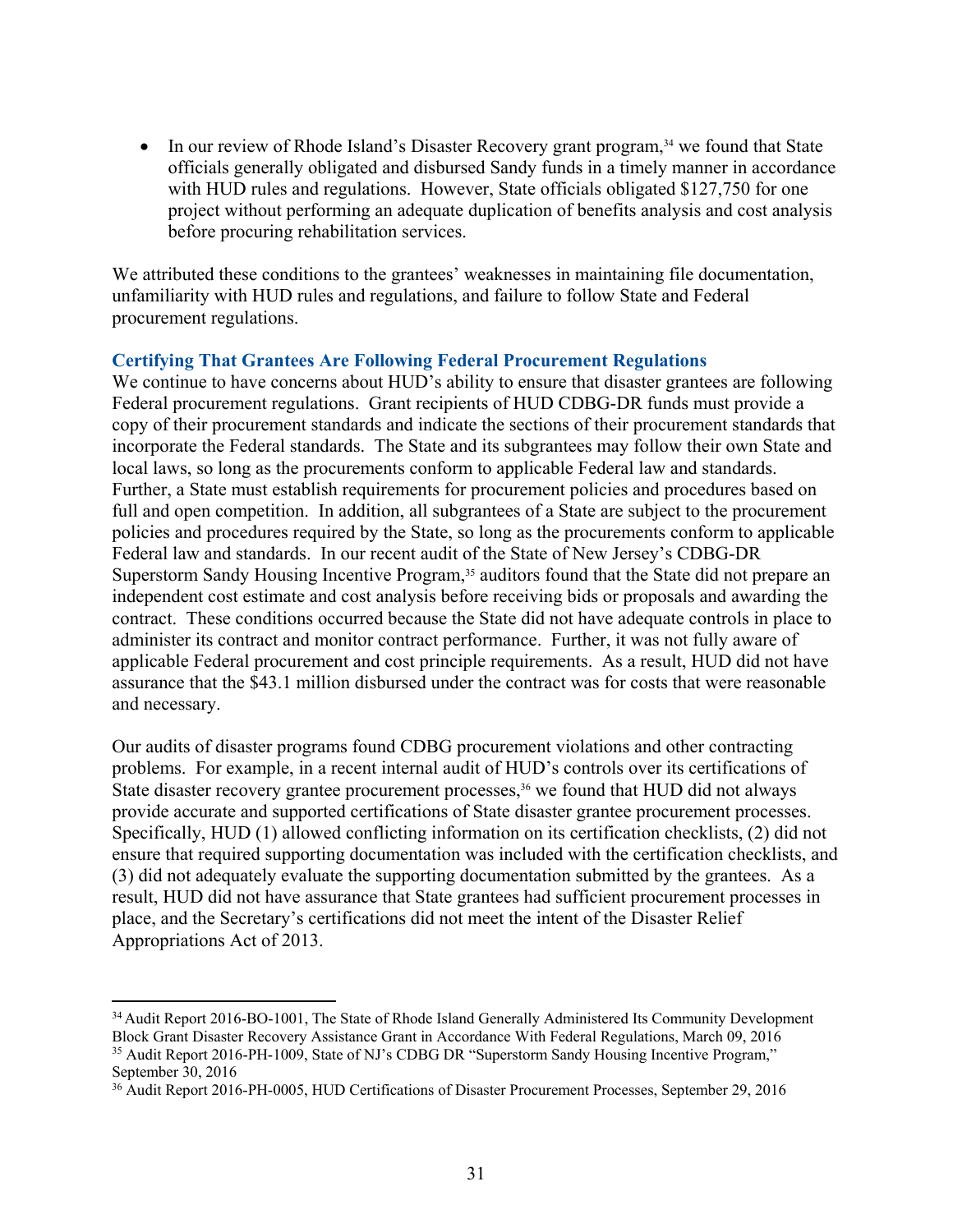- In our review of Rhode Island's Disaster Recovery grant program,[34] we found that State officials generally obligated and disbursed Sandy funds in a timely manner in accordance with HUD rules and regulations. However, State officials obligated $127,750 for one project without performing an adequate duplication of benefits analysis and cost analysis before procuring rehabilitation services.

We attributed these conditions to the grantees' weaknesses in maintaining file documentation, unfamiliarity with HUD rules and regulations, and failure to follow State and Federal procurement regulations.

### Certifying That Grantees Are Following Federal Procurement Regulations

We continue to have concerns about HUD's ability to ensure that disaster grantees are following Federal procurement regulations. Grant recipients of HUD CDBG-DR funds must provide a copy of their procurement standards and indicate the sections of their procurement standards that incorporate the Federal standards. The State and its subgrantees may follow their own State and local laws, so long as the procurements conform to applicable Federal law and standards. Further, a State must establish requirements for procurement policies and procedures based on full and open competition. In addition, all subgrantees of a State are subject to the procurement policies and procedures required by the State, so long as the procurements conform to applicable Federal law and standards. In our recent audit of the State of New Jersey's CDBG-DR Superstorm Sandy Housing Incentive Program,[35] auditors found that the State did not prepare an independent cost estimate and cost analysis before receiving bids or proposals and awarding the contract. These conditions occurred because the State did not have adequate controls in place to administer its contract and monitor contract performance. Further, it was not fully aware of applicable Federal procurement and cost principle requirements. As a result, HUD did not have assurance that the $43.1 million disbursed under the contract was for costs that were reasonable and necessary.

Our audits of disaster programs found CDBG procurement violations and other contracting problems. For example, in a recent internal audit of HUD's controls over its certifications of State disaster recovery grantee procurement processes,[36] we found that HUD did not always provide accurate and supported certifications of State disaster grantee procurement processes. Specifically, HUD (1) allowed conflicting information on its certification checklists, (2) did not ensure that required supporting documentation was included with the certification checklists, and (3) did not adequately evaluate the supporting documentation submitted by the grantees. As a result, HUD did not have assurance that State grantees had sufficient procurement processes in place, and the Secretary's certifications did not meet the intent of the Disaster Relief Appropriations Act of 2013.

---

[34] Audit Report 2016-BO-1001, The State of Rhode Island Generally Administered Its Community Development Block Grant Disaster Recovery Assistance Grant in Accordance With Federal Regulations, March 09, 2016

[35] Audit Report 2016-PH-1009, State of NJ's CDBG DR "Superstorm Sandy Housing Incentive Program," September 30, 2016

[36] Audit Report 2016-PH-0005, HUD Certifications of Disaster Procurement Processes, September 29, 2016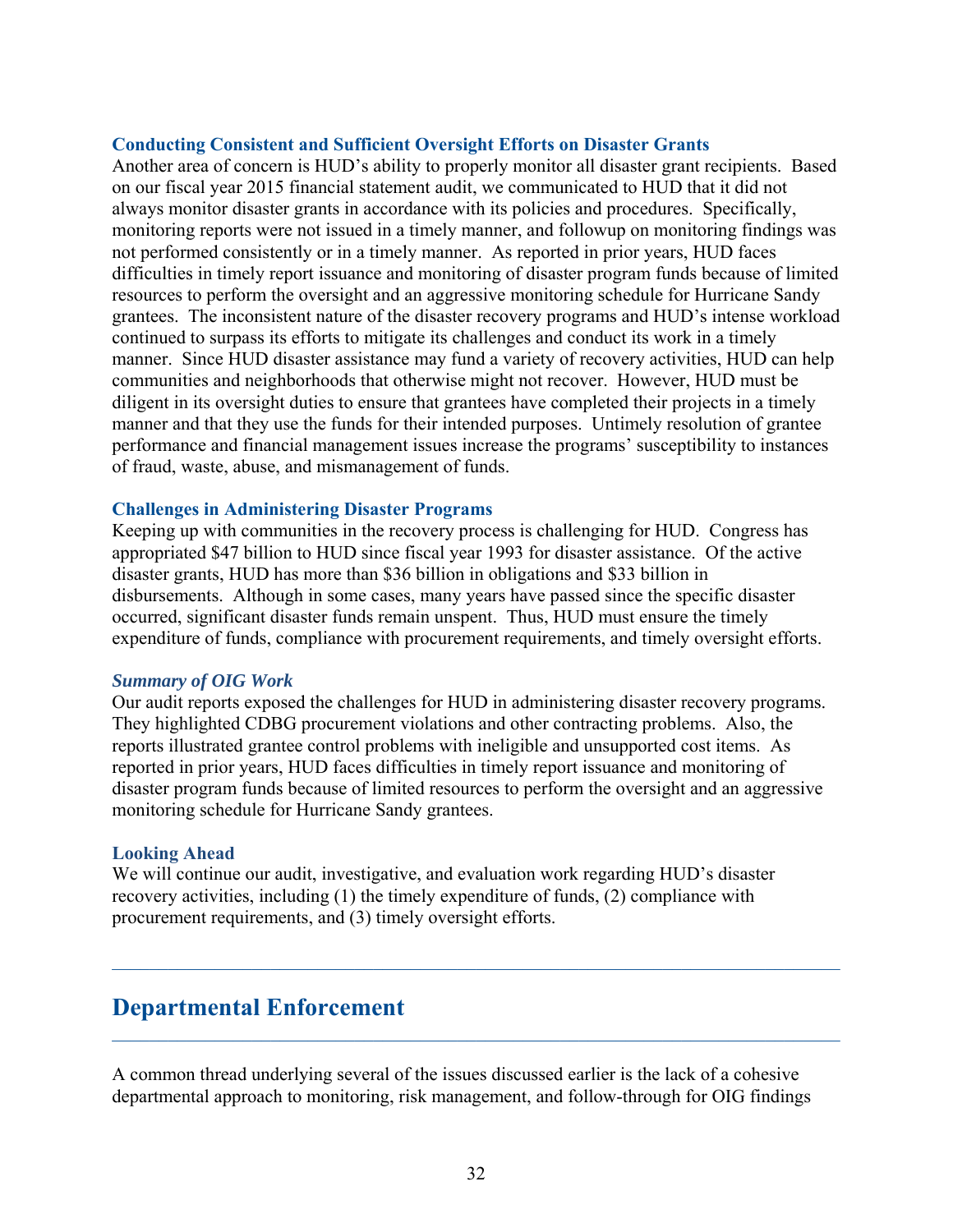### Conducting Consistent and Sufficient Oversight Efforts on Disaster Grants

Another area of concern is HUD's ability to properly monitor all disaster grant recipients. Based on our fiscal year 2015 financial statement audit, we communicated to HUD that it did not always monitor disaster grants in accordance with its policies and procedures. Specifically, monitoring reports were not issued in a timely manner, and followup on monitoring findings was not performed consistently or in a timely manner. As reported in prior years, HUD faces difficulties in timely report issuance and monitoring of disaster program funds because of limited resources to perform the oversight and an aggressive monitoring schedule for Hurricane Sandy grantees. The inconsistent nature of the disaster recovery programs and HUD's intense workload continued to surpass its efforts to mitigate its challenges and conduct its work in a timely manner. Since HUD disaster assistance may fund a variety of recovery activities, HUD can help communities and neighborhoods that otherwise might not recover. However, HUD must be diligent in its oversight duties to ensure that grantees have completed their projects in a timely manner and that they use the funds for their intended purposes. Untimely resolution of grantee performance and financial management issues increase the programs' susceptibility to instances of fraud, waste, abuse, and mismanagement of funds.

### Challenges in Administering Disaster Programs

Keeping up with communities in the recovery process is challenging for HUD. Congress has appropriated $47 billion to HUD since fiscal year 1993 for disaster assistance. Of the active disaster grants, HUD has more than $36 billion in obligations and $33 billion in disbursements. Although in some cases, many years have passed since the specific disaster occurred, significant disaster funds remain unspent. Thus, HUD must ensure the timely expenditure of funds, compliance with procurement requirements, and timely oversight efforts.

#### *Summary of OIG Work*

Our audit reports exposed the challenges for HUD in administering disaster recovery programs. They highlighted CDBG procurement violations and other contracting problems. Also, the reports illustrated grantee control problems with ineligible and unsupported cost items. As reported in prior years, HUD faces difficulties in timely report issuance and monitoring of disaster program funds because of limited resources to perform the oversight and an aggressive monitoring schedule for Hurricane Sandy grantees.

### Looking Ahead

We will continue our audit, investigative, and evaluation work regarding HUD's disaster recovery activities, including (1) the timely expenditure of funds, (2) compliance with procurement requirements, and (3) timely oversight efforts.

## Departmental Enforcement

A common thread underlying several of the issues discussed earlier is the lack of a cohesive departmental approach to monitoring, risk management, and follow-through for OIG findings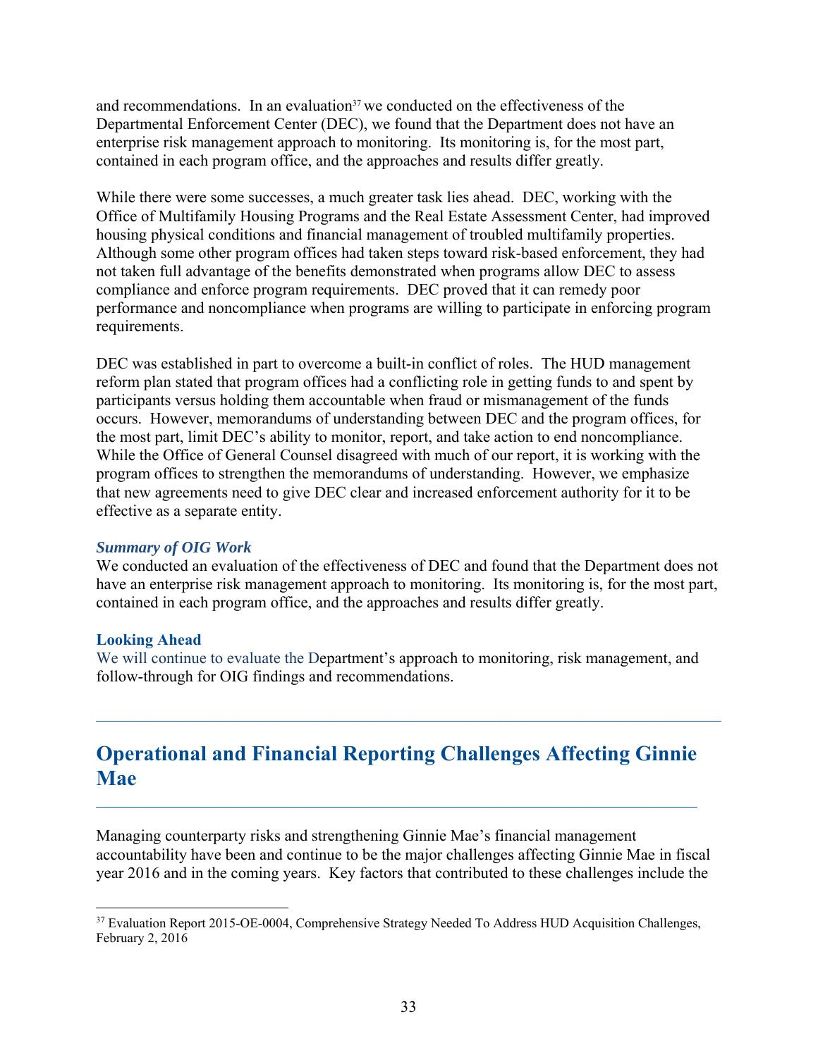and recommendations. In an evaluation[37] we conducted on the effectiveness of the Departmental Enforcement Center (DEC), we found that the Department does not have an enterprise risk management approach to monitoring. Its monitoring is, for the most part, contained in each program office, and the approaches and results differ greatly.

While there were some successes, a much greater task lies ahead. DEC, working with the Office of Multifamily Housing Programs and the Real Estate Assessment Center, had improved housing physical conditions and financial management of troubled multifamily properties. Although some other program offices had taken steps toward risk-based enforcement, they had not taken full advantage of the benefits demonstrated when programs allow DEC to assess compliance and enforce program requirements. DEC proved that it can remedy poor performance and noncompliance when programs are willing to participate in enforcing program requirements.

DEC was established in part to overcome a built-in conflict of roles. The HUD management reform plan stated that program offices had a conflicting role in getting funds to and spent by participants versus holding them accountable when fraud or mismanagement of the funds occurs. However, memorandums of understanding between DEC and the program offices, for the most part, limit DEC's ability to monitor, report, and take action to end noncompliance. While the Office of General Counsel disagreed with much of our report, it is working with the program offices to strengthen the memorandums of understanding. However, we emphasize that new agreements need to give DEC clear and increased enforcement authority for it to be effective as a separate entity.

***Summary of OIG Work***

We conducted an evaluation of the effectiveness of DEC and found that the Department does not have an enterprise risk management approach to monitoring. Its monitoring is, for the most part, contained in each program office, and the approaches and results differ greatly.

**Looking Ahead**

We will continue to evaluate the Department's approach to monitoring, risk management, and follow-through for OIG findings and recommendations.

---

## Operational and Financial Reporting Challenges Affecting Ginnie Mae

---

Managing counterparty risks and strengthening Ginnie Mae's financial management accountability have been and continue to be the major challenges affecting Ginnie Mae in fiscal year 2016 and in the coming years. Key factors that contributed to these challenges include the

[37] Evaluation Report 2015-OE-0004, Comprehensive Strategy Needed To Address HUD Acquisition Challenges, February 2, 2016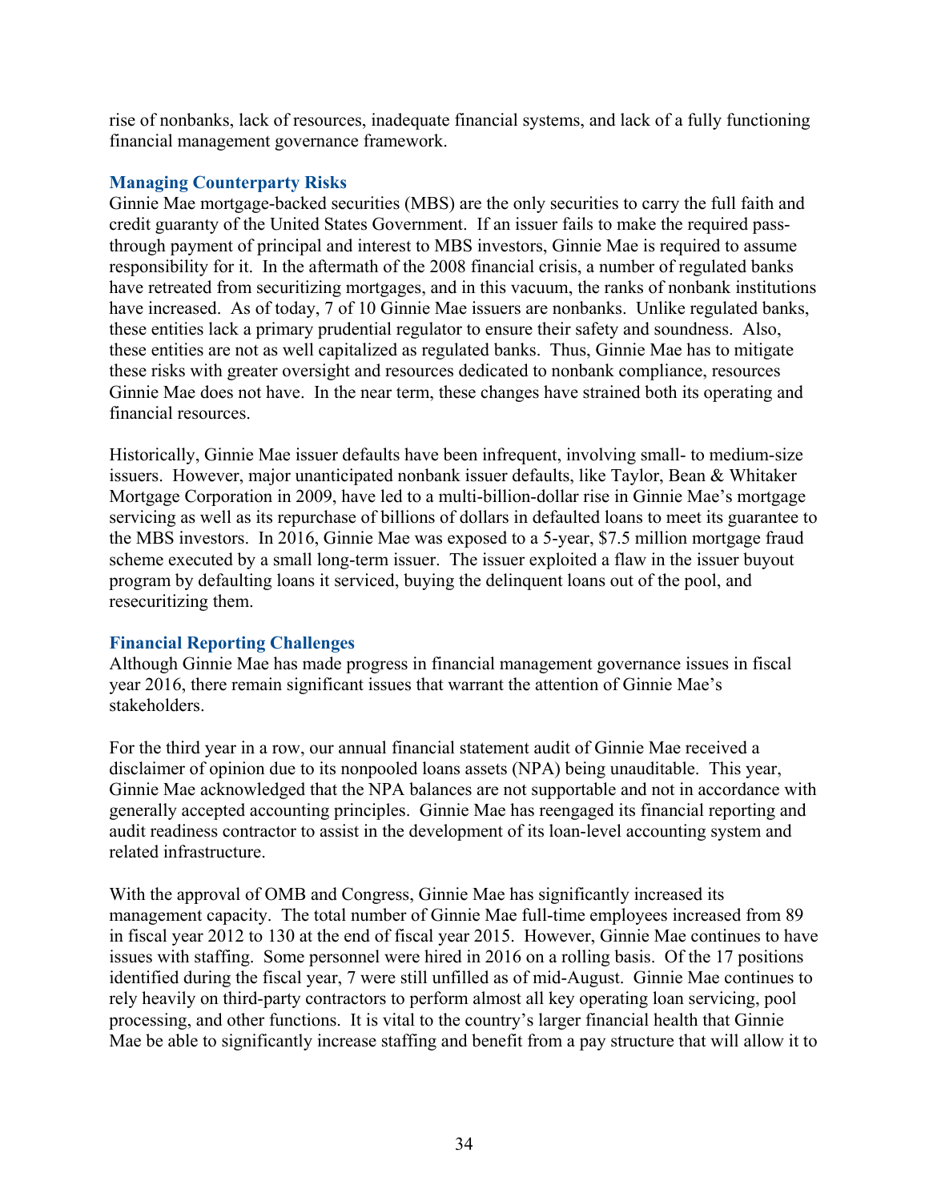rise of nonbanks, lack of resources, inadequate financial systems, and lack of a fully functioning financial management governance framework.

### Managing Counterparty Risks

Ginnie Mae mortgage-backed securities (MBS) are the only securities to carry the full faith and credit guaranty of the United States Government. If an issuer fails to make the required pass-through payment of principal and interest to MBS investors, Ginnie Mae is required to assume responsibility for it. In the aftermath of the 2008 financial crisis, a number of regulated banks have retreated from securitizing mortgages, and in this vacuum, the ranks of nonbank institutions have increased. As of today, 7 of 10 Ginnie Mae issuers are nonbanks. Unlike regulated banks, these entities lack a primary prudential regulator to ensure their safety and soundness. Also, these entities are not as well capitalized as regulated banks. Thus, Ginnie Mae has to mitigate these risks with greater oversight and resources dedicated to nonbank compliance, resources Ginnie Mae does not have. In the near term, these changes have strained both its operating and financial resources.

Historically, Ginnie Mae issuer defaults have been infrequent, involving small- to medium-size issuers. However, major unanticipated nonbank issuer defaults, like Taylor, Bean & Whitaker Mortgage Corporation in 2009, have led to a multi-billion-dollar rise in Ginnie Mae's mortgage servicing as well as its repurchase of billions of dollars in defaulted loans to meet its guarantee to the MBS investors. In 2016, Ginnie Mae was exposed to a 5-year, $7.5 million mortgage fraud scheme executed by a small long-term issuer. The issuer exploited a flaw in the issuer buyout program by defaulting loans it serviced, buying the delinquent loans out of the pool, and resecuritizing them.

### Financial Reporting Challenges

Although Ginnie Mae has made progress in financial management governance issues in fiscal year 2016, there remain significant issues that warrant the attention of Ginnie Mae's stakeholders.

For the third year in a row, our annual financial statement audit of Ginnie Mae received a disclaimer of opinion due to its nonpooled loans assets (NPA) being unauditable. This year, Ginnie Mae acknowledged that the NPA balances are not supportable and not in accordance with generally accepted accounting principles. Ginnie Mae has reengaged its financial reporting and audit readiness contractor to assist in the development of its loan-level accounting system and related infrastructure.

With the approval of OMB and Congress, Ginnie Mae has significantly increased its management capacity. The total number of Ginnie Mae full-time employees increased from 89 in fiscal year 2012 to 130 at the end of fiscal year 2015. However, Ginnie Mae continues to have issues with staffing. Some personnel were hired in 2016 on a rolling basis. Of the 17 positions identified during the fiscal year, 7 were still unfilled as of mid-August. Ginnie Mae continues to rely heavily on third-party contractors to perform almost all key operating loan servicing, pool processing, and other functions. It is vital to the country's larger financial health that Ginnie Mae be able to significantly increase staffing and benefit from a pay structure that will allow it to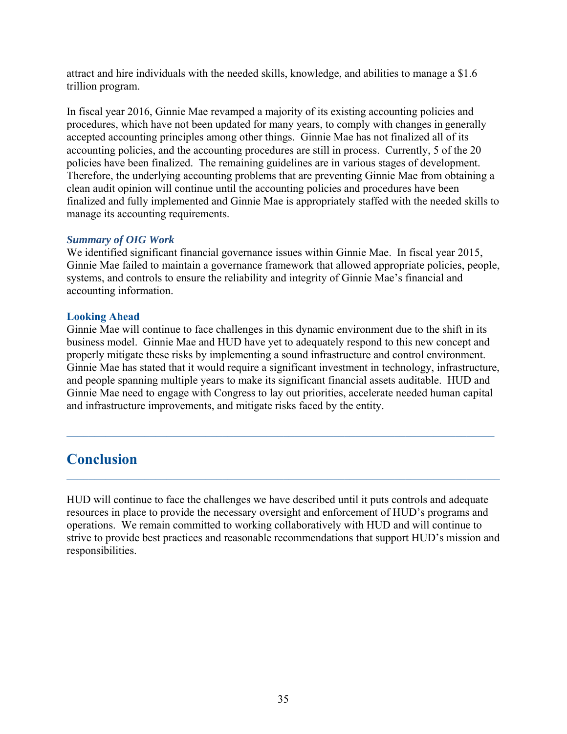attract and hire individuals with the needed skills, knowledge, and abilities to manage a $1.6 trillion program.

In fiscal year 2016, Ginnie Mae revamped a majority of its existing accounting policies and procedures, which have not been updated for many years, to comply with changes in generally accepted accounting principles among other things. Ginnie Mae has not finalized all of its accounting policies, and the accounting procedures are still in process. Currently, 5 of the 20 policies have been finalized. The remaining guidelines are in various stages of development. Therefore, the underlying accounting problems that are preventing Ginnie Mae from obtaining a clean audit opinion will continue until the accounting policies and procedures have been finalized and fully implemented and Ginnie Mae is appropriately staffed with the needed skills to manage its accounting requirements.

#### *Summary of OIG Work*

We identified significant financial governance issues within Ginnie Mae. In fiscal year 2015, Ginnie Mae failed to maintain a governance framework that allowed appropriate policies, people, systems, and controls to ensure the reliability and integrity of Ginnie Mae's financial and accounting information.

#### Looking Ahead

Ginnie Mae will continue to face challenges in this dynamic environment due to the shift in its business model. Ginnie Mae and HUD have yet to adequately respond to this new concept and properly mitigate these risks by implementing a sound infrastructure and control environment. Ginnie Mae has stated that it would require a significant investment in technology, infrastructure, and people spanning multiple years to make its significant financial assets auditable. HUD and Ginnie Mae need to engage with Congress to lay out priorities, accelerate needed human capital and infrastructure improvements, and mitigate risks faced by the entity.

## Conclusion

HUD will continue to face the challenges we have described until it puts controls and adequate resources in place to provide the necessary oversight and enforcement of HUD's programs and operations. We remain committed to working collaboratively with HUD and will continue to strive to provide best practices and reasonable recommendations that support HUD's mission and responsibilities.